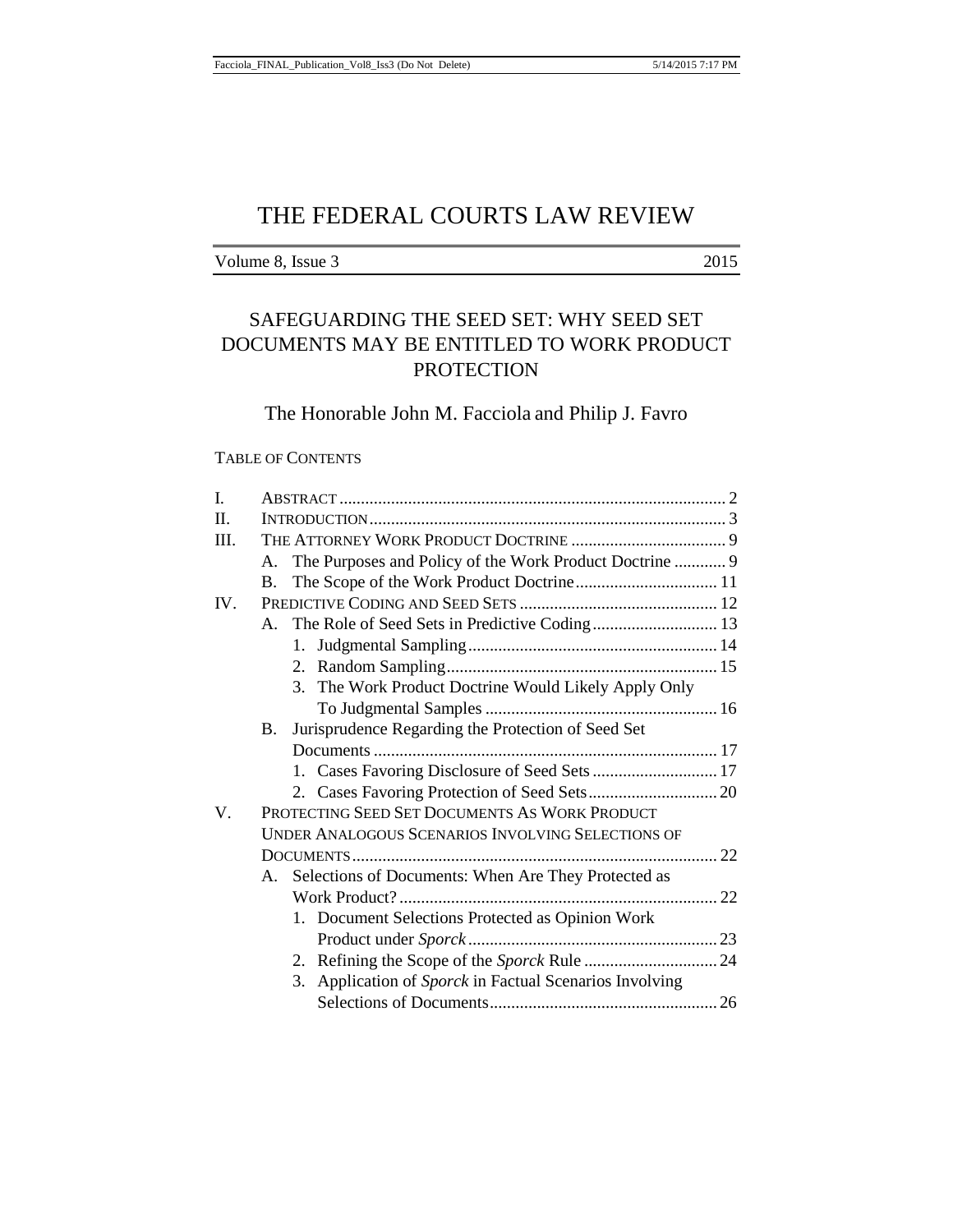# THE FEDERAL COURTS LAW REVIEW

Volume 8, Issue 3 2015

## SAFEGUARDING THE SEED SET: WHY SEED SET DOCUMENTS MAY BE ENTITLED TO WORK PRODUCT PROTECTION

The Honorable John M. Facciola and Philip J. Favro

TABLE OF CONTENTS

I. ABSTRACT ............ 2
II. INTRODUCTION ............ 3
III. THE ATTORNEY WORK PRODUCT DOCTRINE ............ 9
  A. The Purposes and Policy of the Work Product Doctrine ............ 9
  B. The Scope of the Work Product Doctrine ............ 11
IV. PREDICTIVE CODING AND SEED SETS ............ 12
  A. The Role of Seed Sets in Predictive Coding ............ 13
    1. Judgmental Sampling ............ 14
    2. Random Sampling ............ 15
    3. The Work Product Doctrine Would Likely Apply Only To Judgmental Samples ............ 16
  B. Jurisprudence Regarding the Protection of Seed Set Documents ............ 17
    1. Cases Favoring Disclosure of Seed Sets ............ 17
    2. Cases Favoring Protection of Seed Sets ............ 20
V. PROTECTING SEED SET DOCUMENTS AS WORK PRODUCT UNDER ANALOGOUS SCENARIOS INVOLVING SELECTIONS OF DOCUMENTS ............ 22
  A. Selections of Documents: When Are They Protected as Work Product? ............ 22
    1. Document Selections Protected as Opinion Work Product under *Sporck* ............ 23
    2. Refining the Scope of the *Sporck* Rule ............ 24
    3. Application of *Sporck* in Factual Scenarios Involving Selections of Documents ............ 26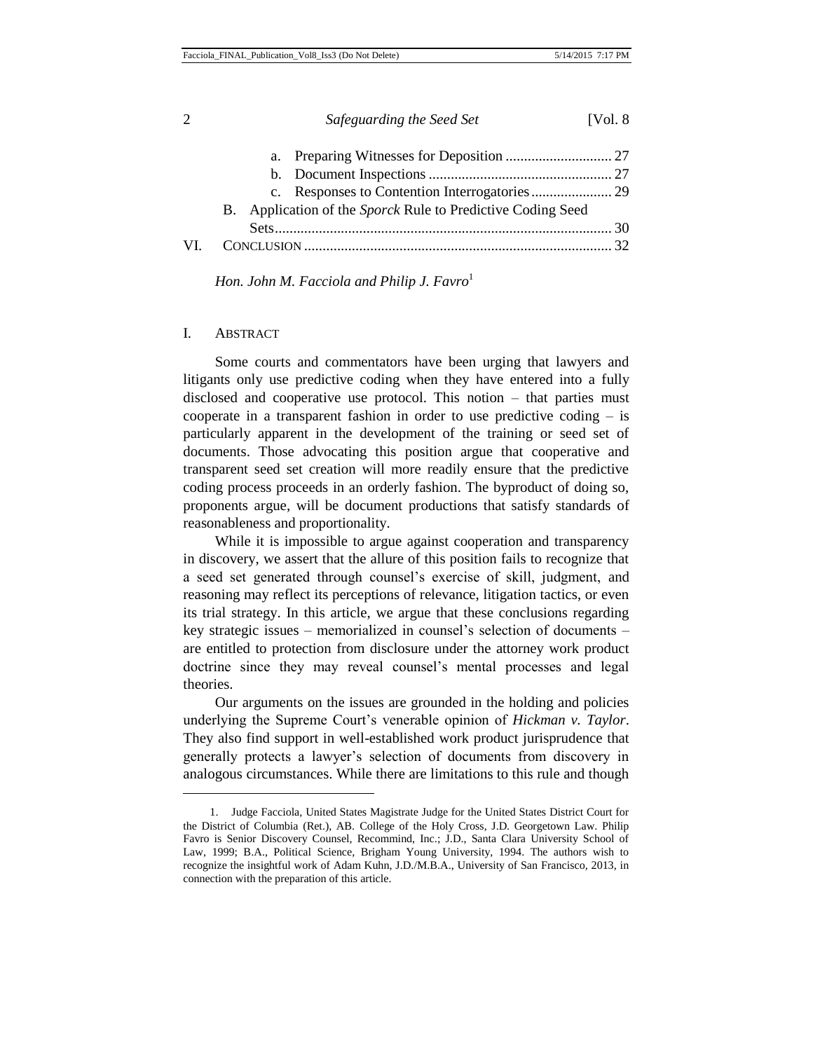a. Preparing Witnesses for Deposition ............................ 27

b. Document Inspections .................................................. 27

c. Responses to Contention Interrogatories...................... 29

B. Application of the *Sporck* Rule to Predictive Coding Seed Sets........................................................................................... 30

VI. CONCLUSION ................................................................................... 32

*Hon. John M. Facciola and Philip J. Favro*[1]

## I. ABSTRACT

Some courts and commentators have been urging that lawyers and litigants only use predictive coding when they have entered into a fully disclosed and cooperative use protocol. This notion – that parties must cooperate in a transparent fashion in order to use predictive coding – is particularly apparent in the development of the training or seed set of documents. Those advocating this position argue that cooperative and transparent seed set creation will more readily ensure that the predictive coding process proceeds in an orderly fashion. The byproduct of doing so, proponents argue, will be document productions that satisfy standards of reasonableness and proportionality.

While it is impossible to argue against cooperation and transparency in discovery, we assert that the allure of this position fails to recognize that a seed set generated through counsel's exercise of skill, judgment, and reasoning may reflect its perceptions of relevance, litigation tactics, or even its trial strategy. In this article, we argue that these conclusions regarding key strategic issues – memorialized in counsel's selection of documents – are entitled to protection from disclosure under the attorney work product doctrine since they may reveal counsel's mental processes and legal theories.

Our arguments on the issues are grounded in the holding and policies underlying the Supreme Court's venerable opinion of *Hickman v. Taylor*. They also find support in well-established work product jurisprudence that generally protects a lawyer's selection of documents from discovery in analogous circumstances. While there are limitations to this rule and though

---

1. Judge Facciola, United States Magistrate Judge for the United States District Court for the District of Columbia (Ret.), AB. College of the Holy Cross, J.D. Georgetown Law. Philip Favro is Senior Discovery Counsel, Recommind, Inc.; J.D., Santa Clara University School of Law, 1999; B.A., Political Science, Brigham Young University, 1994. The authors wish to recognize the insightful work of Adam Kuhn, J.D./M.B.A., University of San Francisco, 2013, in connection with the preparation of this article.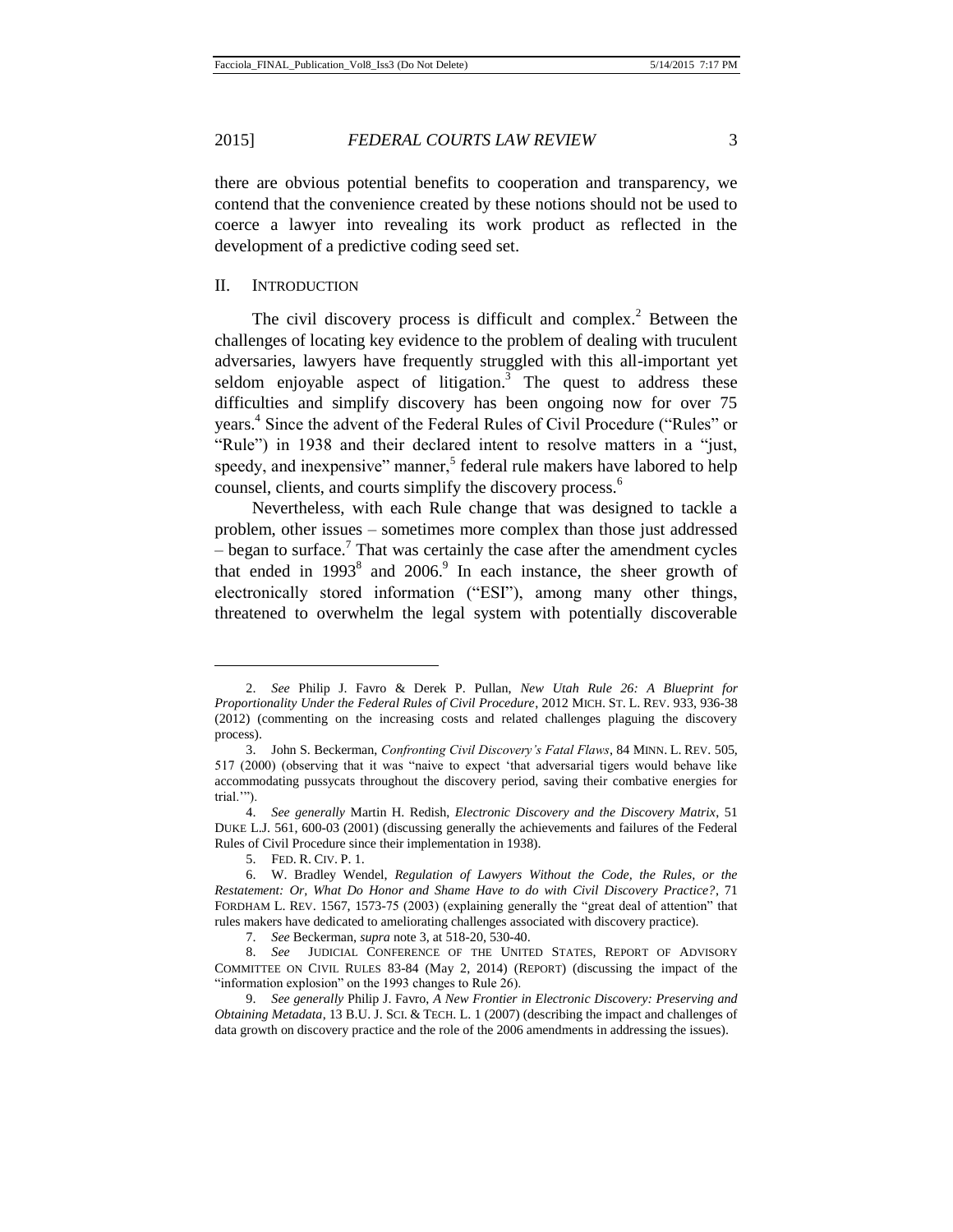there are obvious potential benefits to cooperation and transparency, we contend that the convenience created by these notions should not be used to coerce a lawyer into revealing its work product as reflected in the development of a predictive coding seed set.

## II. Introduction

The civil discovery process is difficult and complex.[2] Between the challenges of locating key evidence to the problem of dealing with truculent adversaries, lawyers have frequently struggled with this all-important yet seldom enjoyable aspect of litigation.[3] The quest to address these difficulties and simplify discovery has been ongoing now for over 75 years.[4] Since the advent of the Federal Rules of Civil Procedure ("Rules" or "Rule") in 1938 and their declared intent to resolve matters in a "just, speedy, and inexpensive" manner,[5] federal rule makers have labored to help counsel, clients, and courts simplify the discovery process.[6]

Nevertheless, with each Rule change that was designed to tackle a problem, other issues – sometimes more complex than those just addressed – began to surface.[7] That was certainly the case after the amendment cycles that ended in 1993[8] and 2006.[9] In each instance, the sheer growth of electronically stored information ("ESI"), among many other things, threatened to overwhelm the legal system with potentially discoverable

---

2. *See* Philip J. Favro & Derek P. Pullan, *New Utah Rule 26: A Blueprint for Proportionality Under the Federal Rules of Civil Procedure*, 2012 MICH. ST. L. REV. 933, 936-38 (2012) (commenting on the increasing costs and related challenges plaguing the discovery process).

3. John S. Beckerman, *Confronting Civil Discovery's Fatal Flaws*, 84 MINN. L. REV. 505, 517 (2000) (observing that it was "naive to expect 'that adversarial tigers would behave like accommodating pussycats throughout the discovery period, saving their combative energies for trial.'").

4. *See generally* Martin H. Redish, *Electronic Discovery and the Discovery Matrix*, 51 DUKE L.J. 561, 600-03 (2001) (discussing generally the achievements and failures of the Federal Rules of Civil Procedure since their implementation in 1938).

5. FED. R. CIV. P. 1.

6. W. Bradley Wendel, *Regulation of Lawyers Without the Code, the Rules, or the Restatement: Or, What Do Honor and Shame Have to do with Civil Discovery Practice?*, 71 FORDHAM L. REV. 1567, 1573-75 (2003) (explaining generally the "great deal of attention" that rules makers have dedicated to ameliorating challenges associated with discovery practice).

7. *See* Beckerman, *supra* note 3, at 518-20, 530-40.

8. *See* JUDICIAL CONFERENCE OF THE UNITED STATES, REPORT OF ADVISORY COMMITTEE ON CIVIL RULES 83-84 (May 2, 2014) (REPORT) (discussing the impact of the "information explosion" on the 1993 changes to Rule 26).

9. *See generally* Philip J. Favro, *A New Frontier in Electronic Discovery: Preserving and Obtaining Metadata*, 13 B.U. J. SCI. & TECH. L. 1 (2007) (describing the impact and challenges of data growth on discovery practice and the role of the 2006 amendments in addressing the issues).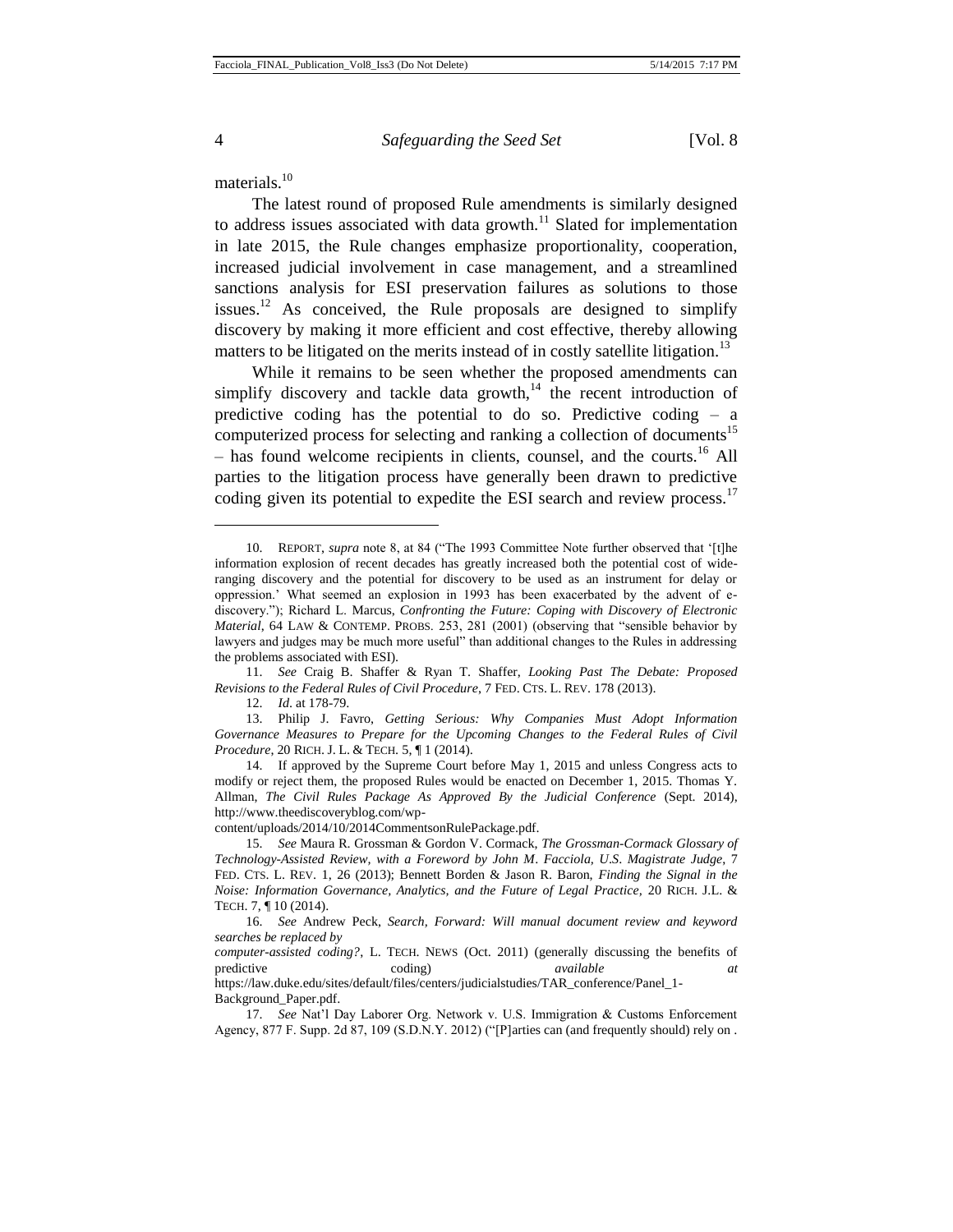materials.[10]

The latest round of proposed Rule amendments is similarly designed to address issues associated with data growth.[11] Slated for implementation in late 2015, the Rule changes emphasize proportionality, cooperation, increased judicial involvement in case management, and a streamlined sanctions analysis for ESI preservation failures as solutions to those issues.[12] As conceived, the Rule proposals are designed to simplify discovery by making it more efficient and cost effective, thereby allowing matters to be litigated on the merits instead of in costly satellite litigation.[13]

While it remains to be seen whether the proposed amendments can simplify discovery and tackle data growth,[14] the recent introduction of predictive coding has the potential to do so. Predictive coding – a computerized process for selecting and ranking a collection of documents[15] – has found welcome recipients in clients, counsel, and the courts.[16] All parties to the litigation process have generally been drawn to predictive coding given its potential to expedite the ESI search and review process.[17]

---

10. REPORT, *supra* note 8, at 84 ("The 1993 Committee Note further observed that '[t]he information explosion of recent decades has greatly increased both the potential cost of wide-ranging discovery and the potential for discovery to be used as an instrument for delay or oppression.' What seemed an explosion in 1993 has been exacerbated by the advent of e-discovery."); Richard L. Marcus, *Confronting the Future: Coping with Discovery of Electronic Material*, 64 LAW & CONTEMP. PROBS. 253, 281 (2001) (observing that "sensible behavior by lawyers and judges may be much more useful" than additional changes to the Rules in addressing the problems associated with ESI).

11. *See* Craig B. Shaffer & Ryan T. Shaffer, *Looking Past The Debate: Proposed Revisions to the Federal Rules of Civil Procedure*, 7 FED. CTS. L. REV. 178 (2013).

12. *Id*. at 178-79.

13. Philip J. Favro, *Getting Serious: Why Companies Must Adopt Information Governance Measures to Prepare for the Upcoming Changes to the Federal Rules of Civil Procedure*, 20 RICH. J. L. & TECH. 5, ¶ 1 (2014).

14. If approved by the Supreme Court before May 1, 2015 and unless Congress acts to modify or reject them, the proposed Rules would be enacted on December 1, 2015. Thomas Y. Allman, *The Civil Rules Package As Approved By the Judicial Conference* (Sept. 2014), http://www.theediscoveryblog.com/wp-content/uploads/2014/10/2014CommentsonRulePackage.pdf.

15. *See* Maura R. Grossman & Gordon V. Cormack, *The Grossman-Cormack Glossary of Technology-Assisted Review, with a Foreword by John M. Facciola, U.S. Magistrate Judge*, 7 FED. CTS. L. REV. 1, 26 (2013); Bennett Borden & Jason R. Baron, *Finding the Signal in the Noise: Information Governance, Analytics, and the Future of Legal Practice*, 20 RICH. J.L. & TECH. 7, ¶ 10 (2014).

16. *See* Andrew Peck, *Search, Forward: Will manual document review and keyword searches be replaced by computer-assisted coding?*, L. TECH. NEWS (Oct. 2011) (generally discussing the benefits of predictive coding) *available at* https://law.duke.edu/sites/default/files/centers/judicialstudies/TAR_conference/Panel_1-Background_Paper.pdf.

17. *See* Nat'l Day Laborer Org. Network v. U.S. Immigration & Customs Enforcement Agency, 877 F. Supp. 2d 87, 109 (S.D.N.Y. 2012) ("[P]arties can (and frequently should) rely on .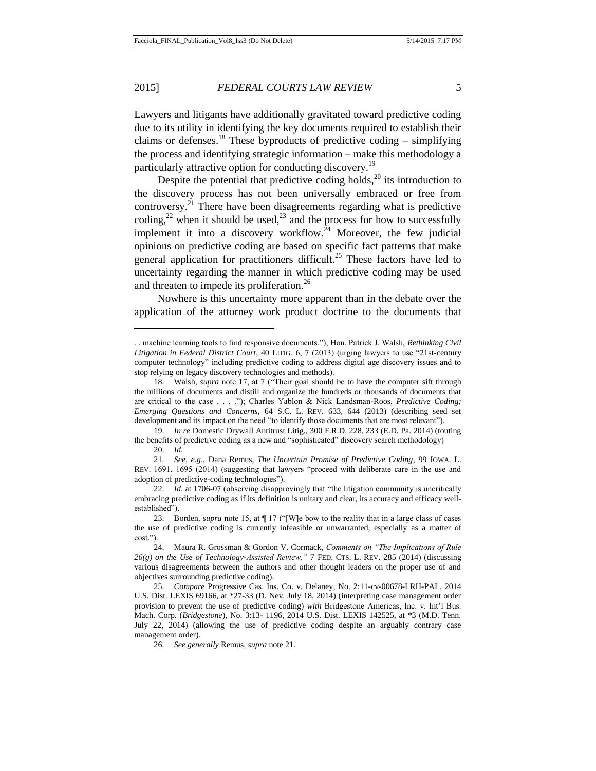Lawyers and litigants have additionally gravitated toward predictive coding due to its utility in identifying the key documents required to establish their claims or defenses.[18] These byproducts of predictive coding – simplifying the process and identifying strategic information – make this methodology a particularly attractive option for conducting discovery.[19]

Despite the potential that predictive coding holds,[20] its introduction to the discovery process has not been universally embraced or free from controversy.[21] There have been disagreements regarding what is predictive coding,[22] when it should be used,[23] and the process for how to successfully implement it into a discovery workflow.[24] Moreover, the few judicial opinions on predictive coding are based on specific fact patterns that make general application for practitioners difficult.[25] These factors have led to uncertainty regarding the manner in which predictive coding may be used and threaten to impede its proliferation.[26]

Nowhere is this uncertainty more apparent than in the debate over the application of the attorney work product doctrine to the documents that

---

. . machine learning tools to find responsive documents."); Hon. Patrick J. Walsh, *Rethinking Civil Litigation in Federal District Court*, 40 LITIG. 6, 7 (2013) (urging lawyers to use "21st-century computer technology" including predictive coding to address digital age discovery issues and to stop relying on legacy discovery technologies and methods).

18. Walsh, *supra* note 17, at 7 ("Their goal should be to have the computer sift through the millions of documents and distill and organize the hundreds or thousands of documents that are critical to the case . . . ."); Charles Yablon & Nick Landsman-Roos, *Predictive Coding: Emerging Questions and Concerns*, 64 S.C. L. REV. 633, 644 (2013) (describing seed set development and its impact on the need "to identify those documents that are most relevant").

19. *In re* Domestic Drywall Antitrust Litig., 300 F.R.D. 228, 233 (E.D. Pa. 2014) (touting the benefits of predictive coding as a new and "sophisticated" discovery search methodology)

20. *Id.*

21. *See, e.g.*, Dana Remus, *The Uncertain Promise of Predictive Coding*, 99 IOWA. L. REV. 1691, 1695 (2014) (suggesting that lawyers "proceed with deliberate care in the use and adoption of predictive-coding technologies").

22. *Id.* at 1706-07 (observing disapprovingly that "the litigation community is uncritically embracing predictive coding as if its definition is unitary and clear, its accuracy and efficacy well-established").

23. Borden, *supra* note 15, at ¶ 17 ("[W]e bow to the reality that in a large class of cases the use of predictive coding is currently infeasible or unwarranted, especially as a matter of cost.").

24. Maura R. Grossman & Gordon V. Cormack, *Comments on "The Implications of Rule 26(g) on the Use of Technology-Assisted Review,"* 7 FED. CTS. L. REV. 285 (2014) (discussing various disagreements between the authors and other thought leaders on the proper use of and objectives surrounding predictive coding).

25. *Compare* Progressive Cas. Ins. Co. v. Delaney, No. 2:11-cv-00678-LRH-PAL, 2014 U.S. Dist. LEXIS 69166, at *27-33 (D. Nev. July 18, 2014) (interpreting case management order provision to prevent the use of predictive coding) *with* Bridgestone Americas, Inc. v. Int'l Bus. Mach. Corp. (*Bridgestone*), No. 3:13- 1196, 2014 U.S. Dist. LEXIS 142525, at *3 (M.D. Tenn. July 22, 2014) (allowing the use of predictive coding despite an arguably contrary case management order).

26. *See generally* Remus, *supra* note 21.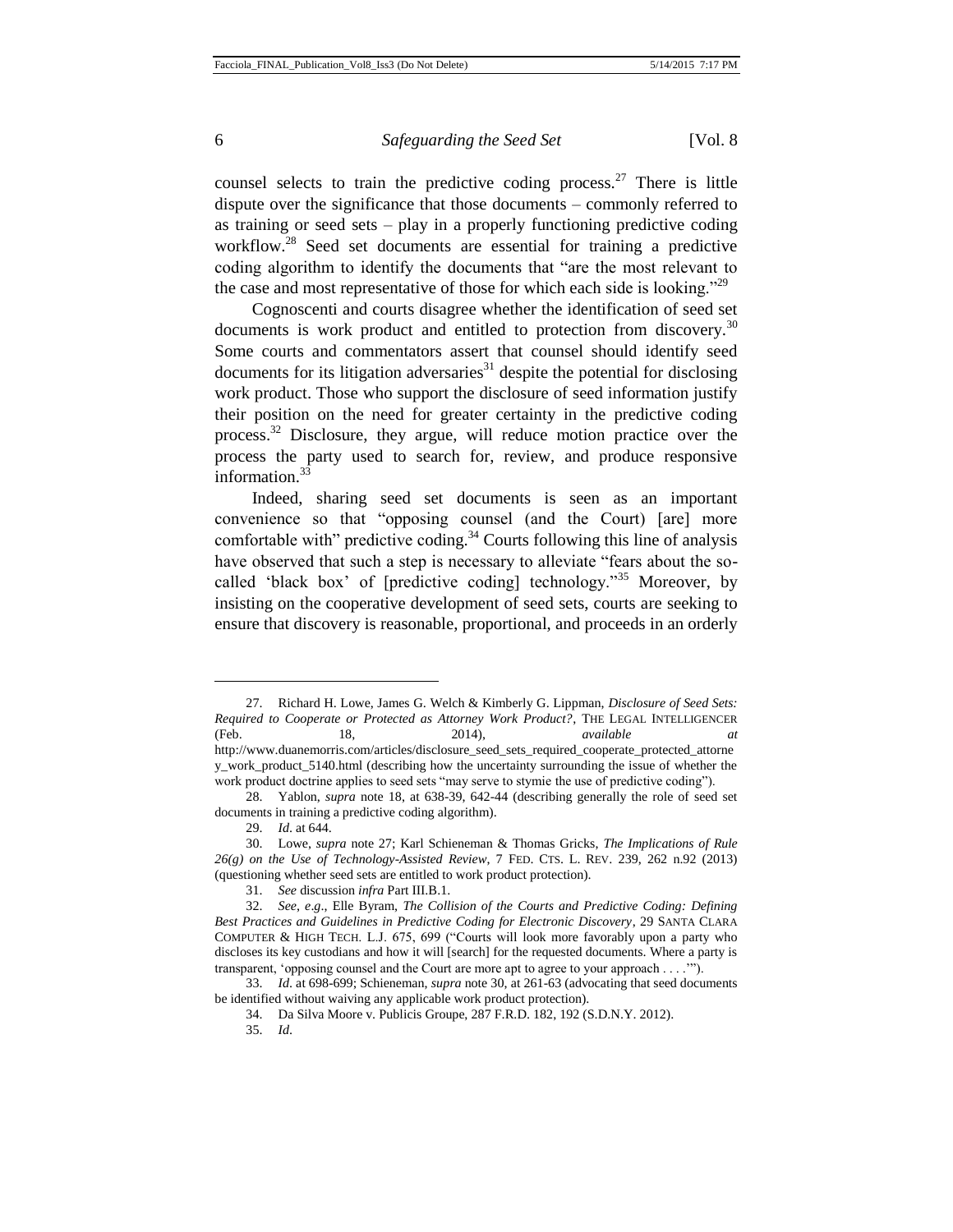counsel selects to train the predictive coding process.[27] There is little dispute over the significance that those documents – commonly referred to as training or seed sets – play in a properly functioning predictive coding workflow.[28] Seed set documents are essential for training a predictive coding algorithm to identify the documents that "are the most relevant to the case and most representative of those for which each side is looking."[29]

Cognoscenti and courts disagree whether the identification of seed set documents is work product and entitled to protection from discovery.[30] Some courts and commentators assert that counsel should identify seed documents for its litigation adversaries[31] despite the potential for disclosing work product. Those who support the disclosure of seed information justify their position on the need for greater certainty in the predictive coding process.[32] Disclosure, they argue, will reduce motion practice over the process the party used to search for, review, and produce responsive information.[33]

Indeed, sharing seed set documents is seen as an important convenience so that "opposing counsel (and the Court) [are] more comfortable with" predictive coding.[34] Courts following this line of analysis have observed that such a step is necessary to alleviate "fears about the so-called 'black box' of [predictive coding] technology."[35] Moreover, by insisting on the cooperative development of seed sets, courts are seeking to ensure that discovery is reasonable, proportional, and proceeds in an orderly

---

27. Richard H. Lowe, James G. Welch & Kimberly G. Lippman, *Disclosure of Seed Sets: Required to Cooperate or Protected as Attorney Work Product?*, THE LEGAL INTELLIGENCER (Feb. 18, 2014), *available at* http://www.duanemorris.com/articles/disclosure_seed_sets_required_cooperate_protected_attorney_work_product_5140.html (describing how the uncertainty surrounding the issue of whether the work product doctrine applies to seed sets "may serve to stymie the use of predictive coding").

28. Yablon, *supra* note 18, at 638-39, 642-44 (describing generally the role of seed set documents in training a predictive coding algorithm).

29. *Id*. at 644.

30. Lowe, *supra* note 27; Karl Schieneman & Thomas Gricks, *The Implications of Rule 26(g) on the Use of Technology-Assisted Review*, 7 FED. CTS. L. REV. 239, 262 n.92 (2013) (questioning whether seed sets are entitled to work product protection).

31. *See* discussion *infra* Part III.B.1.

32. *See*, *e.g*., Elle Byram, *The Collision of the Courts and Predictive Coding: Defining Best Practices and Guidelines in Predictive Coding for Electronic Discovery*, 29 SANTA CLARA COMPUTER & HIGH TECH. L.J. 675, 699 ("Courts will look more favorably upon a party who discloses its key custodians and how it will [search] for the requested documents. Where a party is transparent, 'opposing counsel and the Court are more apt to agree to your approach . . . .'").

33. *Id*. at 698-699; Schieneman, *supra* note 30, at 261-63 (advocating that seed documents be identified without waiving any applicable work product protection).

34. Da Silva Moore v. Publicis Groupe, 287 F.R.D. 182, 192 (S.D.N.Y. 2012).

35. *Id*.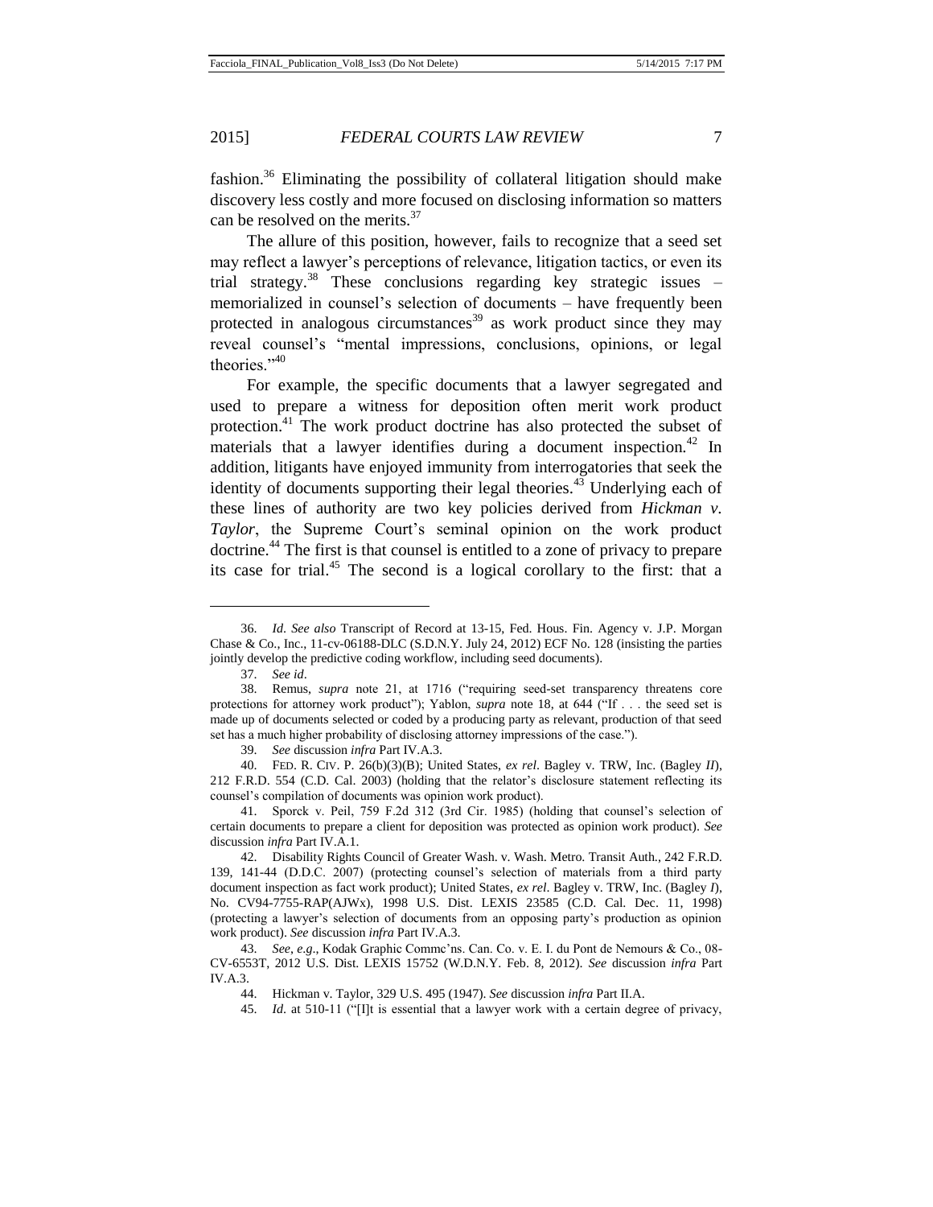fashion.[36] Eliminating the possibility of collateral litigation should make discovery less costly and more focused on disclosing information so matters can be resolved on the merits.[37]

The allure of this position, however, fails to recognize that a seed set may reflect a lawyer's perceptions of relevance, litigation tactics, or even its trial strategy.[38] These conclusions regarding key strategic issues – memorialized in counsel's selection of documents – have frequently been protected in analogous circumstances[39] as work product since they may reveal counsel's "mental impressions, conclusions, opinions, or legal theories."[40]

For example, the specific documents that a lawyer segregated and used to prepare a witness for deposition often merit work product protection.[41] The work product doctrine has also protected the subset of materials that a lawyer identifies during a document inspection.[42] In addition, litigants have enjoyed immunity from interrogatories that seek the identity of documents supporting their legal theories.[43] Underlying each of these lines of authority are two key policies derived from *Hickman v. Taylor*, the Supreme Court's seminal opinion on the work product doctrine.[44] The first is that counsel is entitled to a zone of privacy to prepare its case for trial.[45] The second is a logical corollary to the first: that a

---

36. *Id*. *See also* Transcript of Record at 13-15, Fed. Hous. Fin. Agency v. J.P. Morgan Chase & Co., Inc., 11-cv-06188-DLC (S.D.N.Y. July 24, 2012) ECF No. 128 (insisting the parties jointly develop the predictive coding workflow, including seed documents).

37. *See id*.

38. Remus, *supra* note 21, at 1716 ("requiring seed-set transparency threatens core protections for attorney work product"); Yablon, *supra* note 18, at 644 ("If . . . the seed set is made up of documents selected or coded by a producing party as relevant, production of that seed set has a much higher probability of disclosing attorney impressions of the case.").

39. *See* discussion *infra* Part IV.A.3.

40. FED. R. CIV. P. 26(b)(3)(B); United States, *ex rel*. Bagley v. TRW, Inc. (Bagley *II*), 212 F.R.D. 554 (C.D. Cal. 2003) (holding that the relator's disclosure statement reflecting its counsel's compilation of documents was opinion work product).

41. Sporck v. Peil, 759 F.2d 312 (3rd Cir. 1985) (holding that counsel's selection of certain documents to prepare a client for deposition was protected as opinion work product). *See* discussion *infra* Part IV.A.1.

42. Disability Rights Council of Greater Wash. v. Wash. Metro. Transit Auth., 242 F.R.D. 139, 141-44 (D.D.C. 2007) (protecting counsel's selection of materials from a third party document inspection as fact work product); United States, *ex rel*. Bagley v. TRW, Inc. (Bagley *I*), No. CV94-7755-RAP(AJWx), 1998 U.S. Dist. LEXIS 23585 (C.D. Cal. Dec. 11, 1998) (protecting a lawyer's selection of documents from an opposing party's production as opinion work product). *See* discussion *infra* Part IV.A.3.

43. *See*, *e.g*., Kodak Graphic Commc'ns. Can. Co. v. E. I. du Pont de Nemours & Co., 08-CV-6553T, 2012 U.S. Dist. LEXIS 15752 (W.D.N.Y. Feb. 8, 2012). *See* discussion *infra* Part IV.A.3.

44. Hickman v. Taylor, 329 U.S. 495 (1947). *See* discussion *infra* Part II.A.

45. *Id*. at 510-11 ("[I]t is essential that a lawyer work with a certain degree of privacy,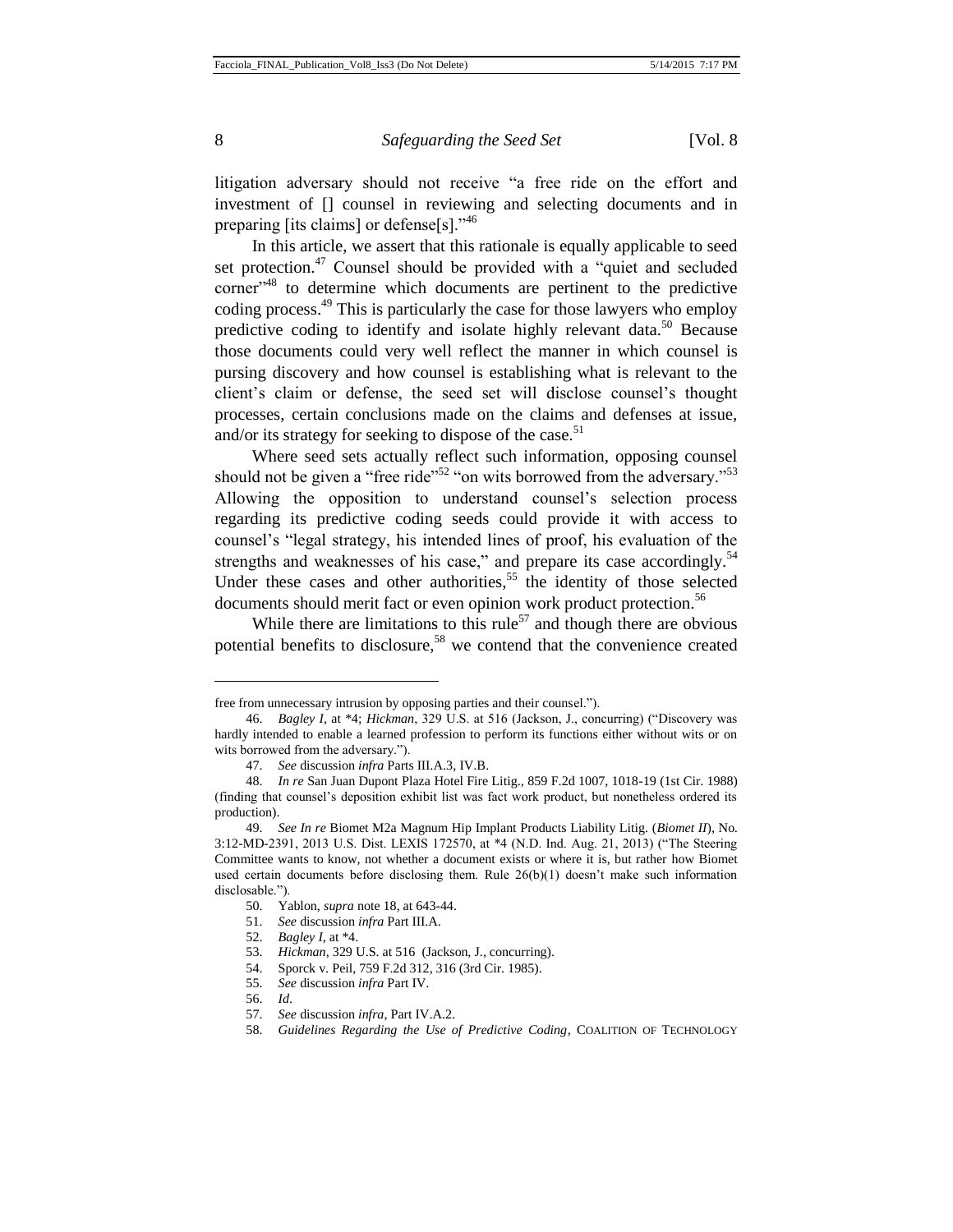litigation adversary should not receive "a free ride on the effort and investment of [] counsel in reviewing and selecting documents and in preparing [its claims] or defense[s]."[46]

In this article, we assert that this rationale is equally applicable to seed set protection.[47] Counsel should be provided with a "quiet and secluded corner"[48] to determine which documents are pertinent to the predictive coding process.[49] This is particularly the case for those lawyers who employ predictive coding to identify and isolate highly relevant data.[50] Because those documents could very well reflect the manner in which counsel is pursuing discovery and how counsel is establishing what is relevant to the client's claim or defense, the seed set will disclose counsel's thought processes, certain conclusions made on the claims and defenses at issue, and/or its strategy for seeking to dispose of the case.[51]

Where seed sets actually reflect such information, opposing counsel should not be given a "free ride"[52] "on wits borrowed from the adversary."[53] Allowing the opposition to understand counsel's selection process regarding its predictive coding seeds could provide it with access to counsel's "legal strategy, his intended lines of proof, his evaluation of the strengths and weaknesses of his case," and prepare its case accordingly.[54] Under these cases and other authorities,[55] the identity of those selected documents should merit fact or even opinion work product protection.[56]

While there are limitations to this rule[57] and though there are obvious potential benefits to disclosure,[58] we contend that the convenience created

---

free from unnecessary intrusion by opposing parties and their counsel.").

46. *Bagley I*, at *4; *Hickman*, 329 U.S. at 516 (Jackson, J., concurring) ("Discovery was hardly intended to enable a learned profession to perform its functions either without wits or on wits borrowed from the adversary.").

47. *See* discussion *infra* Parts III.A.3, IV.B.

48. *In re* San Juan Dupont Plaza Hotel Fire Litig., 859 F.2d 1007, 1018-19 (1st Cir. 1988) (finding that counsel's deposition exhibit list was fact work product, but nonetheless ordered its production).

49. *See In re* Biomet M2a Magnum Hip Implant Products Liability Litig. (*Biomet II*), No. 3:12-MD-2391, 2013 U.S. Dist. LEXIS 172570, at *4 (N.D. Ind. Aug. 21, 2013) ("The Steering Committee wants to know, not whether a document exists or where it is, but rather how Biomet used certain documents before disclosing them. Rule 26(b)(1) doesn't make such information disclosable.").

50. Yablon, *supra* note 18, at 643-44.

51. *See* discussion *infra* Part III.A.

52. *Bagley I*, at *4.

53. *Hickman*, 329 U.S. at 516 (Jackson, J., concurring).

54. Sporck v. Peil, 759 F.2d 312, 316 (3rd Cir. 1985).

55. *See* discussion *infra* Part IV.

56. *Id*.

57. *See* discussion *infra*, Part IV.A.2.

58. *Guidelines Regarding the Use of Predictive Coding*, COALITION OF TECHNOLOGY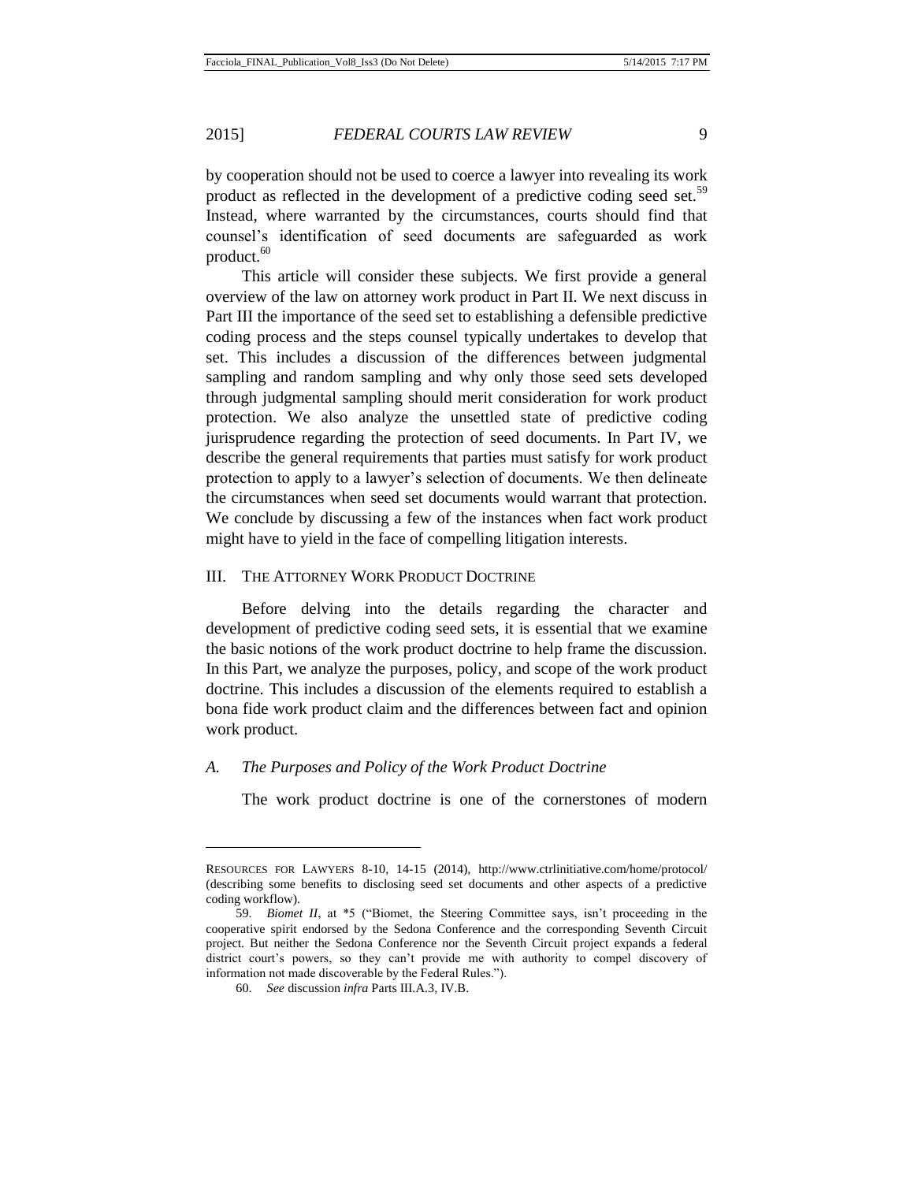by cooperation should not be used to coerce a lawyer into revealing its work product as reflected in the development of a predictive coding seed set.[59] Instead, where warranted by the circumstances, courts should find that counsel's identification of seed documents are safeguarded as work product.[60]

This article will consider these subjects. We first provide a general overview of the law on attorney work product in Part II. We next discuss in Part III the importance of the seed set to establishing a defensible predictive coding process and the steps counsel typically undertakes to develop that set. This includes a discussion of the differences between judgmental sampling and random sampling and why only those seed sets developed through judgmental sampling should merit consideration for work product protection. We also analyze the unsettled state of predictive coding jurisprudence regarding the protection of seed documents. In Part IV, we describe the general requirements that parties must satisfy for work product protection to apply to a lawyer's selection of documents. We then delineate the circumstances when seed set documents would warrant that protection. We conclude by discussing a few of the instances when fact work product might have to yield in the face of compelling litigation interests.

## III. The Attorney Work Product Doctrine

Before delving into the details regarding the character and development of predictive coding seed sets, it is essential that we examine the basic notions of the work product doctrine to help frame the discussion. In this Part, we analyze the purposes, policy, and scope of the work product doctrine. This includes a discussion of the elements required to establish a bona fide work product claim and the differences between fact and opinion work product.

### *A. The Purposes and Policy of the Work Product Doctrine*

The work product doctrine is one of the cornerstones of modern

---

RESOURCES FOR LAWYERS 8-10, 14-15 (2014), http://www.ctrlinitiative.com/home/protocol/ (describing some benefits to disclosing seed set documents and other aspects of a predictive coding workflow).

59. *Biomet II*, at *5 ("Biomet, the Steering Committee says, isn't proceeding in the cooperative spirit endorsed by the Sedona Conference and the corresponding Seventh Circuit project. But neither the Sedona Conference nor the Seventh Circuit project expands a federal district court's powers, so they can't provide me with authority to compel discovery of information not made discoverable by the Federal Rules.").

60. *See* discussion *infra* Parts III.A.3, IV.B.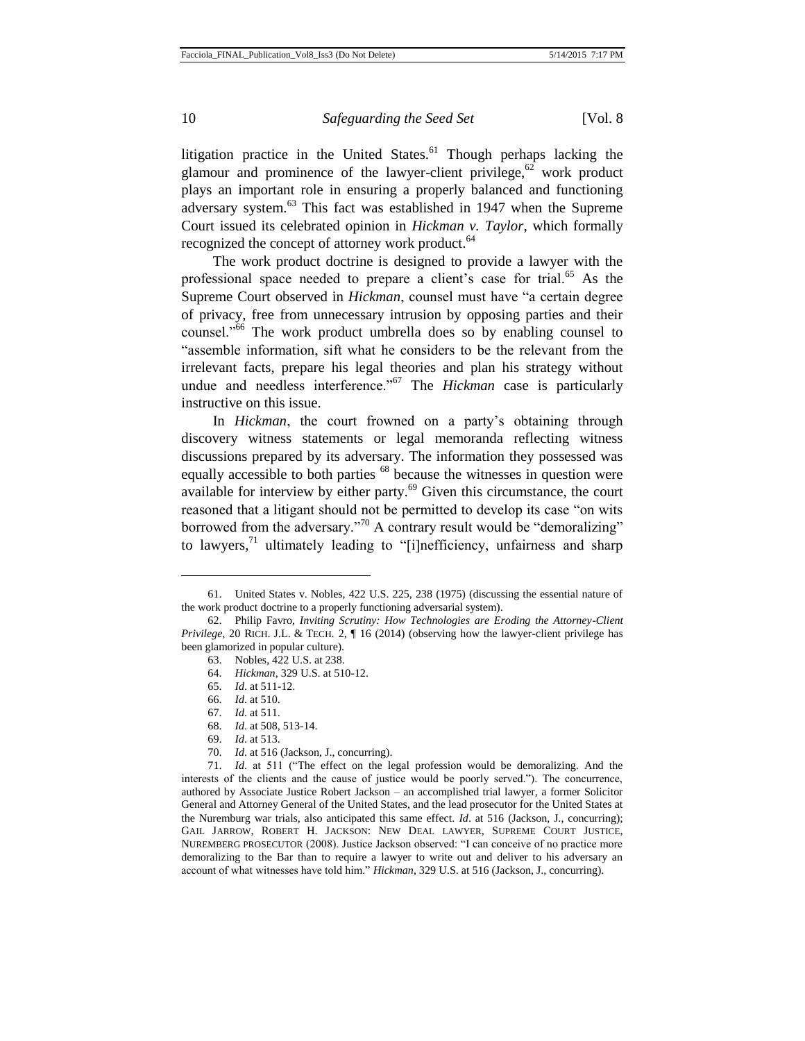litigation practice in the United States.[61] Though perhaps lacking the glamour and prominence of the lawyer-client privilege,[62] work product plays an important role in ensuring a properly balanced and functioning adversary system.[63] This fact was established in 1947 when the Supreme Court issued its celebrated opinion in *Hickman v. Taylor*, which formally recognized the concept of attorney work product.[64]

The work product doctrine is designed to provide a lawyer with the professional space needed to prepare a client's case for trial.[65] As the Supreme Court observed in *Hickman*, counsel must have "a certain degree of privacy, free from unnecessary intrusion by opposing parties and their counsel."[66] The work product umbrella does so by enabling counsel to "assemble information, sift what he considers to be the relevant from the irrelevant facts, prepare his legal theories and plan his strategy without undue and needless interference."[67] The *Hickman* case is particularly instructive on this issue.

In *Hickman*, the court frowned on a party's obtaining through discovery witness statements or legal memoranda reflecting witness discussions prepared by its adversary. The information they possessed was equally accessible to both parties [68] because the witnesses in question were available for interview by either party.[69] Given this circumstance, the court reasoned that a litigant should not be permitted to develop its case "on wits borrowed from the adversary."[70] A contrary result would be "demoralizing" to lawyers,[71] ultimately leading to "[i]nefficiency, unfairness and sharp

---

61. United States v. Nobles, 422 U.S. 225, 238 (1975) (discussing the essential nature of the work product doctrine to a properly functioning adversarial system).

62. Philip Favro, *Inviting Scrutiny: How Technologies are Eroding the Attorney-Client Privilege*, 20 RICH. J.L. & TECH. 2, ¶ 16 (2014) (observing how the lawyer-client privilege has been glamorized in popular culture).

63. Nobles, 422 U.S. at 238.

64. *Hickman*, 329 U.S. at 510-12.

65. *Id*. at 511-12.

66. *Id*. at 510.

67. *Id*. at 511.

68. *Id*. at 508, 513-14.

69. *Id*. at 513.

70. *Id*. at 516 (Jackson, J., concurring).

71. *Id*. at 511 ("The effect on the legal profession would be demoralizing. And the interests of the clients and the cause of justice would be poorly served."). The concurrence, authored by Associate Justice Robert Jackson – an accomplished trial lawyer, a former Solicitor General and Attorney General of the United States, and the lead prosecutor for the United States at the Nuremburg war trials, also anticipated this same effect. *Id*. at 516 (Jackson, J., concurring); GAIL JARROW, ROBERT H. JACKSON: NEW DEAL LAWYER, SUPREME COURT JUSTICE, NUREMBERG PROSECUTOR (2008). Justice Jackson observed: "I can conceive of no practice more demoralizing to the Bar than to require a lawyer to write out and deliver to his adversary an account of what witnesses have told him." *Hickman*, 329 U.S. at 516 (Jackson, J., concurring).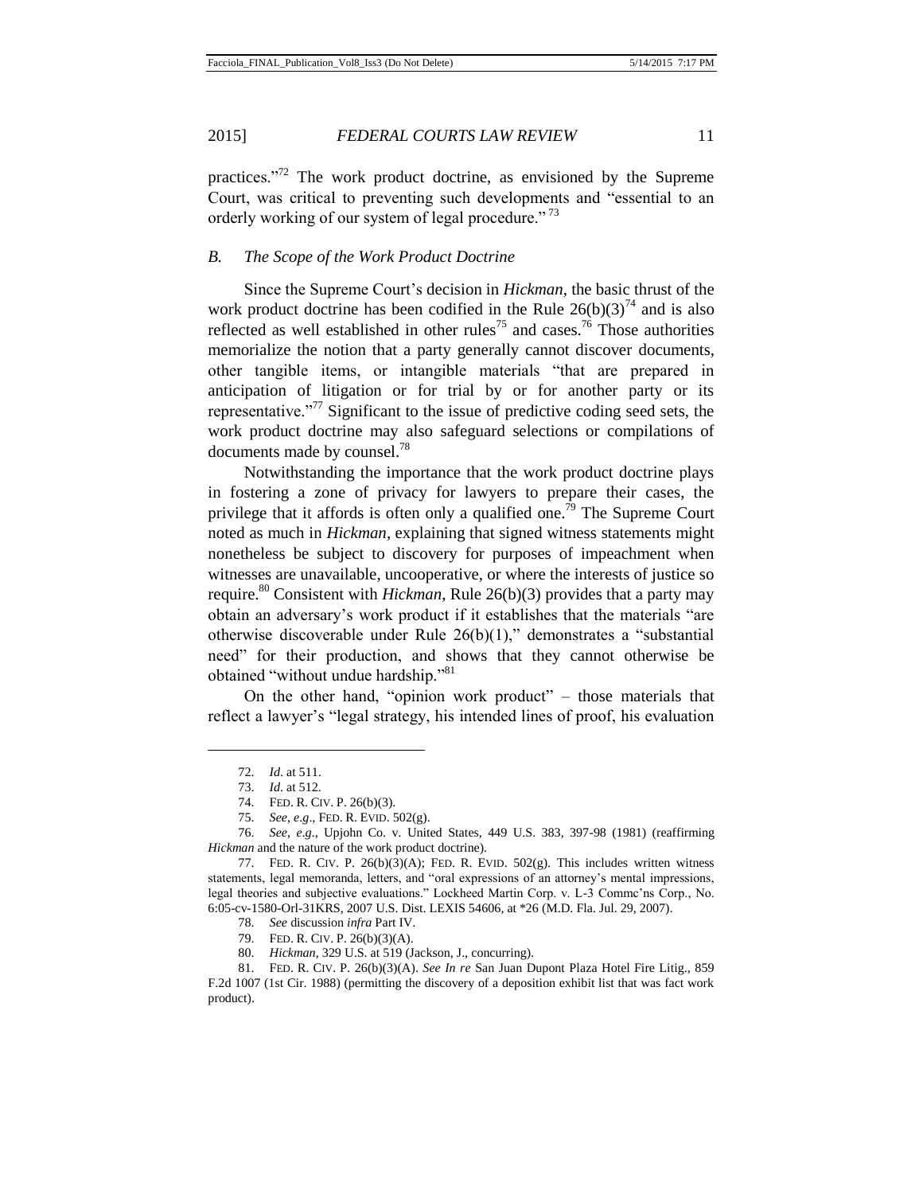practices."[72] The work product doctrine, as envisioned by the Supreme Court, was critical to preventing such developments and "essential to an orderly working of our system of legal procedure."[73]

### *B. The Scope of the Work Product Doctrine*

Since the Supreme Court's decision in *Hickman*, the basic thrust of the work product doctrine has been codified in the Rule 26(b)(3)[74] and is also reflected as well established in other rules[75] and cases.[76] Those authorities memorialize the notion that a party generally cannot discover documents, other tangible items, or intangible materials "that are prepared in anticipation of litigation or for trial by or for another party or its representative."[77] Significant to the issue of predictive coding seed sets, the work product doctrine may also safeguard selections or compilations of documents made by counsel.[78]

Notwithstanding the importance that the work product doctrine plays in fostering a zone of privacy for lawyers to prepare their cases, the privilege that it affords is often only a qualified one.[79] The Supreme Court noted as much in *Hickman*, explaining that signed witness statements might nonetheless be subject to discovery for purposes of impeachment when witnesses are unavailable, uncooperative, or where the interests of justice so require.[80] Consistent with *Hickman*, Rule 26(b)(3) provides that a party may obtain an adversary's work product if it establishes that the materials "are otherwise discoverable under Rule 26(b)(1)," demonstrates a "substantial need" for their production, and shows that they cannot otherwise be obtained "without undue hardship."[81]

On the other hand, "opinion work product" – those materials that reflect a lawyer's "legal strategy, his intended lines of proof, his evaluation

---

72. *Id.* at 511.

73. *Id.* at 512.

74. FED. R. CIV. P. 26(b)(3).

75. *See, e.g.*, FED. R. EVID. 502(g).

76. *See, e.g.*, Upjohn Co. v. United States, 449 U.S. 383, 397-98 (1981) (reaffirming *Hickman* and the nature of the work product doctrine).

77. FED. R. CIV. P. 26(b)(3)(A); FED. R. EVID. 502(g). This includes written witness statements, legal memoranda, letters, and "oral expressions of an attorney's mental impressions, legal theories and subjective evaluations." Lockheed Martin Corp. v. L-3 Commc'ns Corp., No. 6:05-cv-1580-Orl-31KRS, 2007 U.S. Dist. LEXIS 54606, at *26 (M.D. Fla. Jul. 29, 2007).

78. *See* discussion *infra* Part IV.

79. FED. R. CIV. P. 26(b)(3)(A).

80. *Hickman*, 329 U.S. at 519 (Jackson, J., concurring).

81. FED. R. CIV. P. 26(b)(3)(A). *See In re* San Juan Dupont Plaza Hotel Fire Litig., 859 F.2d 1007 (1st Cir. 1988) (permitting the discovery of a deposition exhibit list that was fact work product).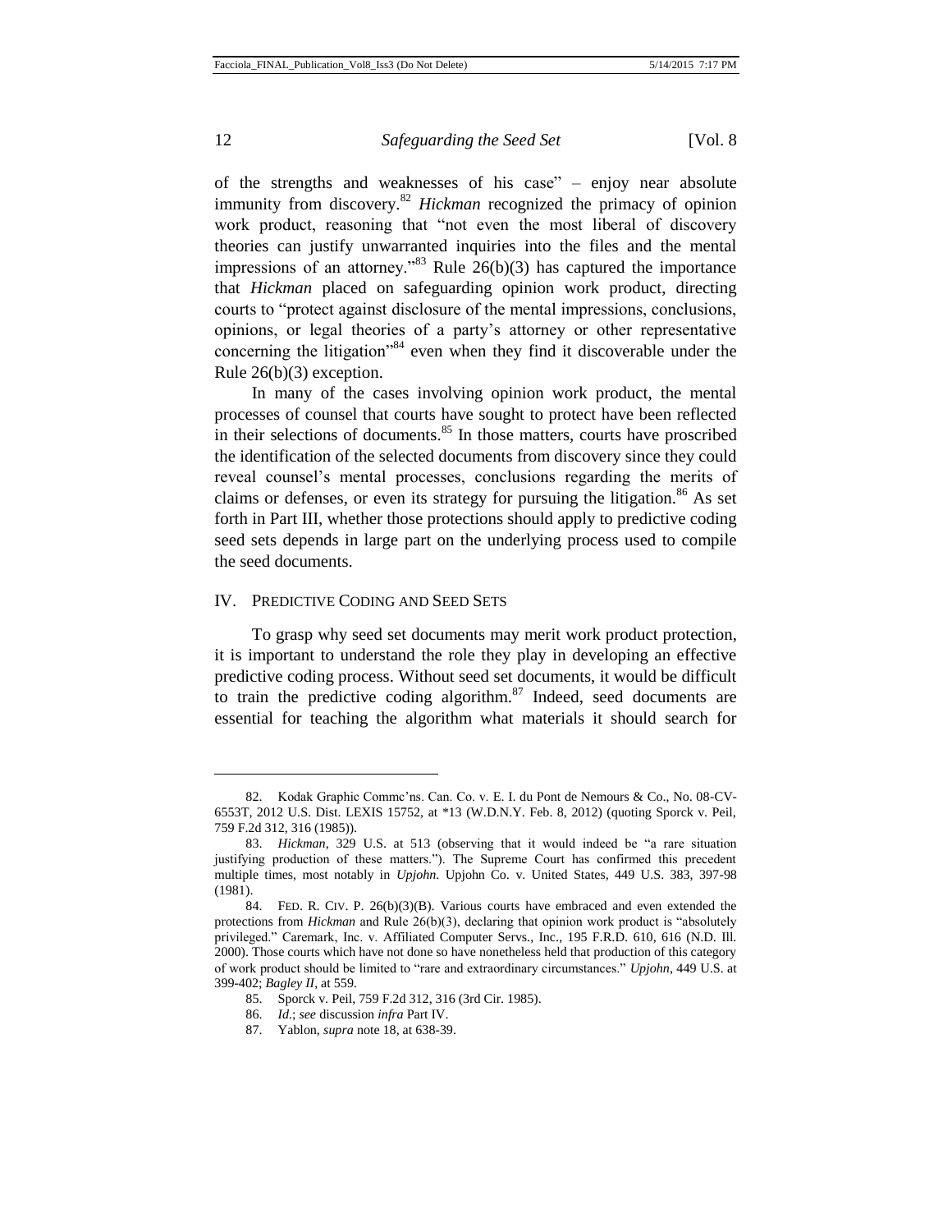of the strengths and weaknesses of his case" – enjoy near absolute immunity from discovery.[82] *Hickman* recognized the primacy of opinion work product, reasoning that "not even the most liberal of discovery theories can justify unwarranted inquiries into the files and the mental impressions of an attorney."[83] Rule 26(b)(3) has captured the importance that *Hickman* placed on safeguarding opinion work product, directing courts to "protect against disclosure of the mental impressions, conclusions, opinions, or legal theories of a party's attorney or other representative concerning the litigation"[84] even when they find it discoverable under the Rule 26(b)(3) exception.

In many of the cases involving opinion work product, the mental processes of counsel that courts have sought to protect have been reflected in their selections of documents.[85] In those matters, courts have proscribed the identification of the selected documents from discovery since they could reveal counsel's mental processes, conclusions regarding the merits of claims or defenses, or even its strategy for pursuing the litigation.[86] As set forth in Part III, whether those protections should apply to predictive coding seed sets depends in large part on the underlying process used to compile the seed documents.

## IV. Predictive Coding and Seed Sets

To grasp why seed set documents may merit work product protection, it is important to understand the role they play in developing an effective predictive coding process. Without seed set documents, it would be difficult to train the predictive coding algorithm.[87] Indeed, seed documents are essential for teaching the algorithm what materials it should search for

---

82. Kodak Graphic Commc'ns. Can. Co. v. E. I. du Pont de Nemours & Co., No. 08-CV-6553T, 2012 U.S. Dist. LEXIS 15752, at *13 (W.D.N.Y. Feb. 8, 2012) (quoting Sporck v. Peil, 759 F.2d 312, 316 (1985)).

83. *Hickman,* 329 U.S. at 513 (observing that it would indeed be "a rare situation justifying production of these matters."). The Supreme Court has confirmed this precedent multiple times, most notably in *Upjohn*. Upjohn Co. v. United States, 449 U.S. 383, 397-98 (1981).

84. Fed. R. Civ. P. 26(b)(3)(B). Various courts have embraced and even extended the protections from *Hickman* and Rule 26(b)(3), declaring that opinion work product is "absolutely privileged." Caremark, Inc. v. Affiliated Computer Servs., Inc., 195 F.R.D. 610, 616 (N.D. Ill. 2000). Those courts which have not done so have nonetheless held that production of this category of work product should be limited to "rare and extraordinary circumstances." *Upjohn*, 449 U.S. at 399-402; *Bagley II*, at 559.

85. Sporck v. Peil, 759 F.2d 312, 316 (3rd Cir. 1985).

86. *Id*.; *see* discussion *infra* Part IV.

87. Yablon, *supra* note 18, at 638-39.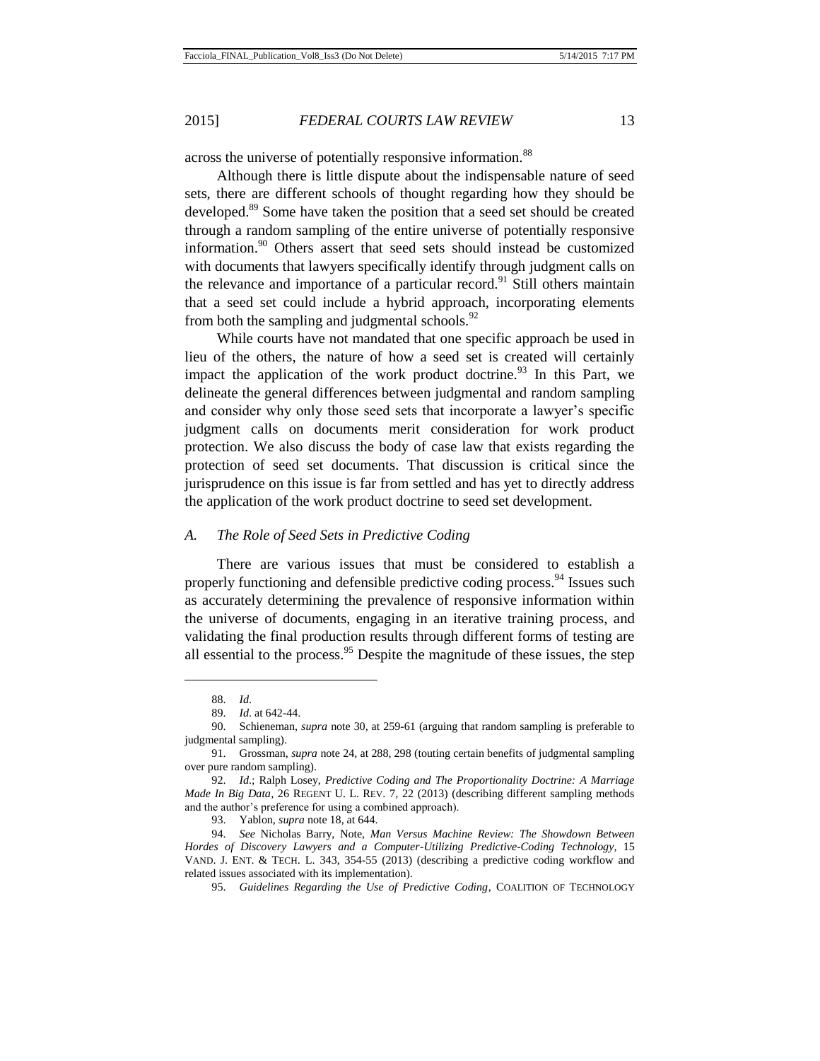across the universe of potentially responsive information.[88]

Although there is little dispute about the indispensable nature of seed sets, there are different schools of thought regarding how they should be developed.[89] Some have taken the position that a seed set should be created through a random sampling of the entire universe of potentially responsive information.[90] Others assert that seed sets should instead be customized with documents that lawyers specifically identify through judgment calls on the relevance and importance of a particular record.[91] Still others maintain that a seed set could include a hybrid approach, incorporating elements from both the sampling and judgmental schools.[92]

While courts have not mandated that one specific approach be used in lieu of the others, the nature of how a seed set is created will certainly impact the application of the work product doctrine.[93] In this Part, we delineate the general differences between judgmental and random sampling and consider why only those seed sets that incorporate a lawyer's specific judgment calls on documents merit consideration for work product protection. We also discuss the body of case law that exists regarding the protection of seed set documents. That discussion is critical since the jurisprudence on this issue is far from settled and has yet to directly address the application of the work product doctrine to seed set development.

### *A. The Role of Seed Sets in Predictive Coding*

There are various issues that must be considered to establish a properly functioning and defensible predictive coding process.[94] Issues such as accurately determining the prevalence of responsive information within the universe of documents, engaging in an iterative training process, and validating the final production results through different forms of testing are all essential to the process.[95] Despite the magnitude of these issues, the step

---

88. *Id.*

89. *Id.* at 642-44.

90. Schieneman, *supra* note 30, at 259-61 (arguing that random sampling is preferable to judgmental sampling).

91. Grossman, *supra* note 24, at 288, 298 (touting certain benefits of judgmental sampling over pure random sampling).

92. *Id.*; Ralph Losey, *Predictive Coding and The Proportionality Doctrine: A Marriage Made In Big Data*, 26 REGENT U. L. REV. 7, 22 (2013) (describing different sampling methods and the author's preference for using a combined approach).

93. Yablon, *supra* note 18, at 644.

94. *See* Nicholas Barry, Note, *Man Versus Machine Review: The Showdown Between Hordes of Discovery Lawyers and a Computer-Utilizing Predictive-Coding Technology*, 15 VAND. J. ENT. & TECH. L. 343, 354-55 (2013) (describing a predictive coding workflow and related issues associated with its implementation).

95. *Guidelines Regarding the Use of Predictive Coding*, COALITION OF TECHNOLOGY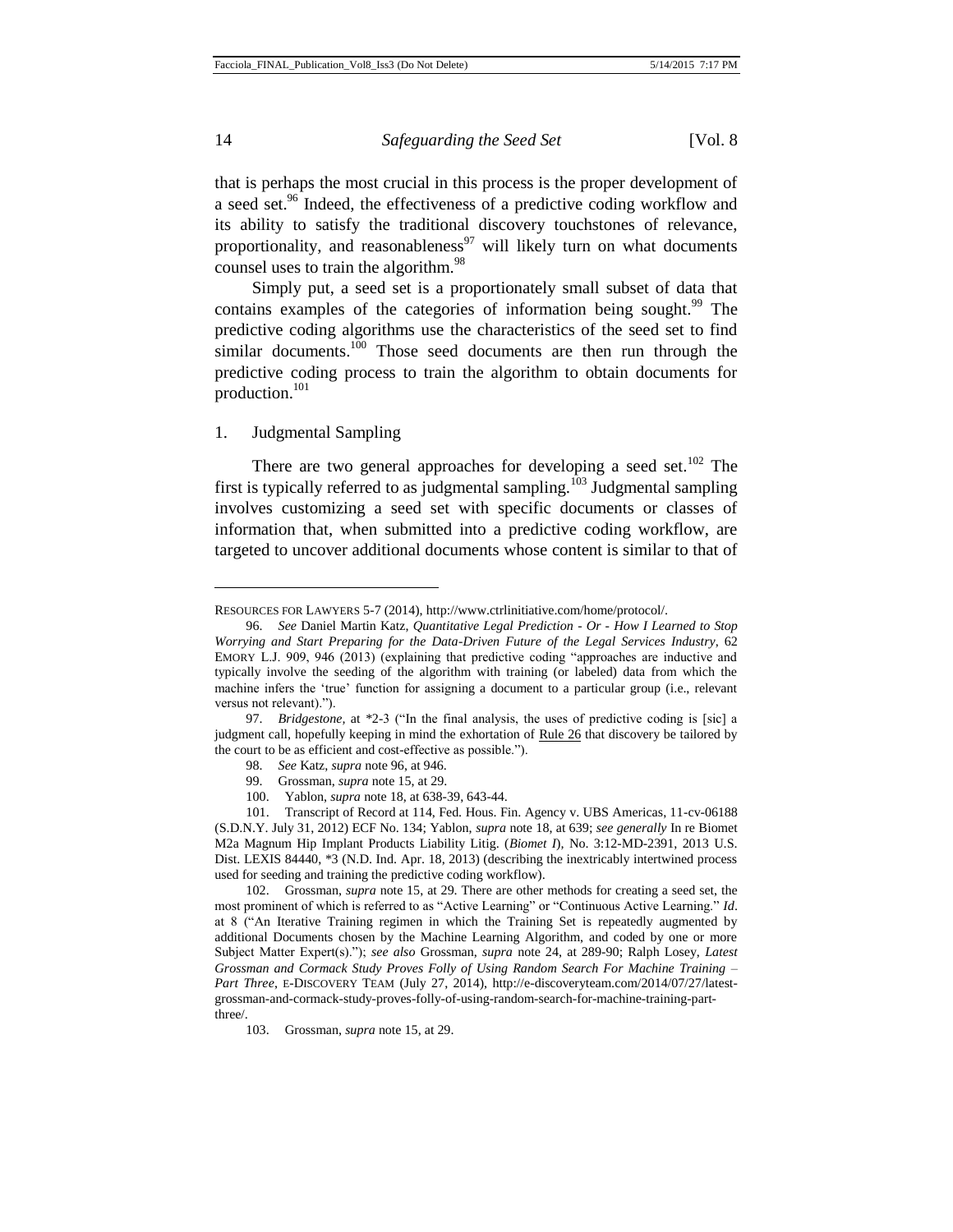that is perhaps the most crucial in this process is the proper development of a seed set.[96] Indeed, the effectiveness of a predictive coding workflow and its ability to satisfy the traditional discovery touchstones of relevance, proportionality, and reasonableness[97] will likely turn on what documents counsel uses to train the algorithm.[98]

Simply put, a seed set is a proportionately small subset of data that contains examples of the categories of information being sought.[99] The predictive coding algorithms use the characteristics of the seed set to find similar documents.[100] Those seed documents are then run through the predictive coding process to train the algorithm to obtain documents for production.[101]

### 1. Judgmental Sampling

There are two general approaches for developing a seed set.[102] The first is typically referred to as judgmental sampling.[103] Judgmental sampling involves customizing a seed set with specific documents or classes of information that, when submitted into a predictive coding workflow, are targeted to uncover additional documents whose content is similar to that of

---

RESOURCES FOR LAWYERS 5-7 (2014), http://www.ctrlinitiative.com/home/protocol/.

96. *See* Daniel Martin Katz, *Quantitative Legal Prediction - Or - How I Learned to Stop Worrying and Start Preparing for the Data-Driven Future of the Legal Services Industry*, 62 EMORY L.J. 909, 946 (2013) (explaining that predictive coding "approaches are inductive and typically involve the seeding of the algorithm with training (or labeled) data from which the machine infers the 'true' function for assigning a document to a particular group (i.e., relevant versus not relevant).").

97. *Bridgestone*, at *2-3 ("In the final analysis, the uses of predictive coding is [sic] a judgment call, hopefully keeping in mind the exhortation of Rule 26 that discovery be tailored by the court to be as efficient and cost-effective as possible.").

98. *See* Katz, *supra* note 96, at 946.

99. Grossman, *supra* note 15, at 29.

100. Yablon, *supra* note 18, at 638-39, 643-44.

101. Transcript of Record at 114, Fed. Hous. Fin. Agency v. UBS Americas, 11-cv-06188 (S.D.N.Y. July 31, 2012) ECF No. 134; Yablon, *supra* note 18, at 639; *see generally* In re Biomet M2a Magnum Hip Implant Products Liability Litig. (*Biomet I*), No. 3:12-MD-2391, 2013 U.S. Dist. LEXIS 84440, *3 (N.D. Ind. Apr. 18, 2013) (describing the inextricably intertwined process used for seeding and training the predictive coding workflow).

102. Grossman, *supra* note 15, at 29. There are other methods for creating a seed set, the most prominent of which is referred to as "Active Learning" or "Continuous Active Learning." *Id*. at 8 ("An Iterative Training regimen in which the Training Set is repeatedly augmented by additional Documents chosen by the Machine Learning Algorithm, and coded by one or more Subject Matter Expert(s)."); *see also* Grossman, *supra* note 24, at 289-90; Ralph Losey, *Latest Grossman and Cormack Study Proves Folly of Using Random Search For Machine Training – Part Three*, E-DISCOVERY TEAM (July 27, 2014), http://e-discoveryteam.com/2014/07/27/latest-grossman-and-cormack-study-proves-folly-of-using-random-search-for-machine-training-part-three/.

103. Grossman, *supra* note 15, at 29.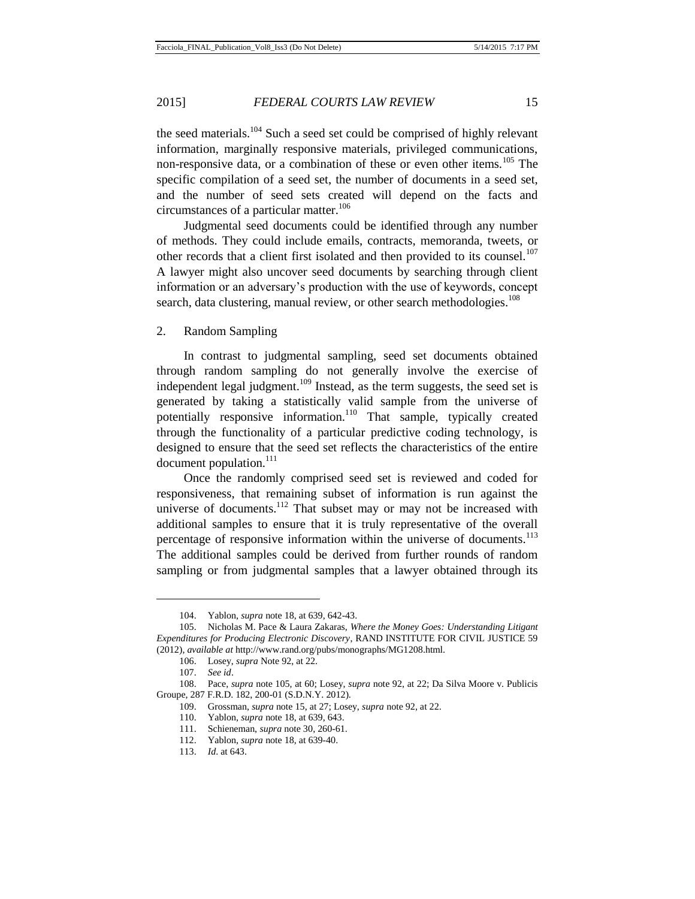the seed materials.[104] Such a seed set could be comprised of highly relevant information, marginally responsive materials, privileged communications, non-responsive data, or a combination of these or even other items.[105] The specific compilation of a seed set, the number of documents in a seed set, and the number of seed sets created will depend on the facts and circumstances of a particular matter.[106]

Judgmental seed documents could be identified through any number of methods. They could include emails, contracts, memoranda, tweets, or other records that a client first isolated and then provided to its counsel.[107] A lawyer might also uncover seed documents by searching through client information or an adversary's production with the use of keywords, concept search, data clustering, manual review, or other search methodologies.[108]

2. Random Sampling

In contrast to judgmental sampling, seed set documents obtained through random sampling do not generally involve the exercise of independent legal judgment.[109] Instead, as the term suggests, the seed set is generated by taking a statistically valid sample from the universe of potentially responsive information.[110] That sample, typically created through the functionality of a particular predictive coding technology, is designed to ensure that the seed set reflects the characteristics of the entire document population.[111]

Once the randomly comprised seed set is reviewed and coded for responsiveness, that remaining subset of information is run against the universe of documents.[112] That subset may or may not be increased with additional samples to ensure that it is truly representative of the overall percentage of responsive information within the universe of documents.[113] The additional samples could be derived from further rounds of random sampling or from judgmental samples that a lawyer obtained through its

---

104. Yablon, *supra* note 18, at 639, 642-43.

105. Nicholas M. Pace & Laura Zakaras, *Where the Money Goes: Understanding Litigant Expenditures for Producing Electronic Discovery*, RAND INSTITUTE FOR CIVIL JUSTICE 59 (2012), *available at* http://www.rand.org/pubs/monographs/MG1208.html.

106. Losey, *supra* Note 92, at 22.

107. *See id*.

108. Pace, *supra* note 105, at 60; Losey, *supra* note 92, at 22; Da Silva Moore v. Publicis Groupe, 287 F.R.D. 182, 200-01 (S.D.N.Y. 2012).

109. Grossman, *supra* note 15, at 27; Losey, *supra* note 92, at 22.

110. Yablon, *supra* note 18, at 639, 643.

111. Schieneman, *supra* note 30, 260-61.

112. Yablon, *supra* note 18, at 639-40.

113. *Id*. at 643.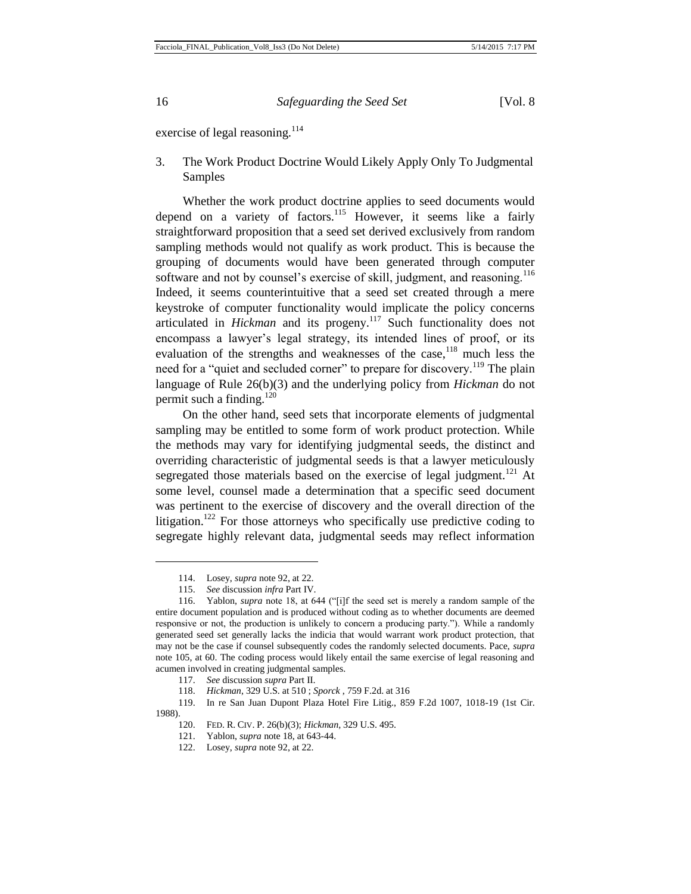exercise of legal reasoning.[114]

### 3. The Work Product Doctrine Would Likely Apply Only To Judgmental Samples

Whether the work product doctrine applies to seed documents would depend on a variety of factors.[115] However, it seems like a fairly straightforward proposition that a seed set derived exclusively from random sampling methods would not qualify as work product. This is because the grouping of documents would have been generated through computer software and not by counsel's exercise of skill, judgment, and reasoning.[116] Indeed, it seems counterintuitive that a seed set created through a mere keystroke of computer functionality would implicate the policy concerns articulated in *Hickman* and its progeny.[117] Such functionality does not encompass a lawyer's legal strategy, its intended lines of proof, or its evaluation of the strengths and weaknesses of the case,[118] much less the need for a "quiet and secluded corner" to prepare for discovery.[119] The plain language of Rule 26(b)(3) and the underlying policy from *Hickman* do not permit such a finding.[120]

On the other hand, seed sets that incorporate elements of judgmental sampling may be entitled to some form of work product protection. While the methods may vary for identifying judgmental seeds, the distinct and overriding characteristic of judgmental seeds is that a lawyer meticulously segregated those materials based on the exercise of legal judgment.[121] At some level, counsel made a determination that a specific seed document was pertinent to the exercise of discovery and the overall direction of the litigation.[122] For those attorneys who specifically use predictive coding to segregate highly relevant data, judgmental seeds may reflect information

---

114. Losey, *supra* note 92, at 22.

115. *See* discussion *infra* Part IV.

116. Yablon, *supra* note 18, at 644 ("[i]f the seed set is merely a random sample of the entire document population and is produced without coding as to whether documents are deemed responsive or not, the production is unlikely to concern a producing party."). While a randomly generated seed set generally lacks the indicia that would warrant work product protection, that may not be the case if counsel subsequently codes the randomly selected documents. Pace, *supra* note 105, at 60. The coding process would likely entail the same exercise of legal reasoning and acumen involved in creating judgmental samples.

117. *See* discussion *supra* Part II.

118. *Hickman*, 329 U.S. at 510 ; *Sporck* , 759 F.2d. at 316

119. In re San Juan Dupont Plaza Hotel Fire Litig., 859 F.2d 1007, 1018-19 (1st Cir. 1988).

120. FED. R. CIV. P. 26(b)(3); *Hickman*, 329 U.S. 495.

121. Yablon, *supra* note 18, at 643-44.

122. Losey, *supra* note 92, at 22.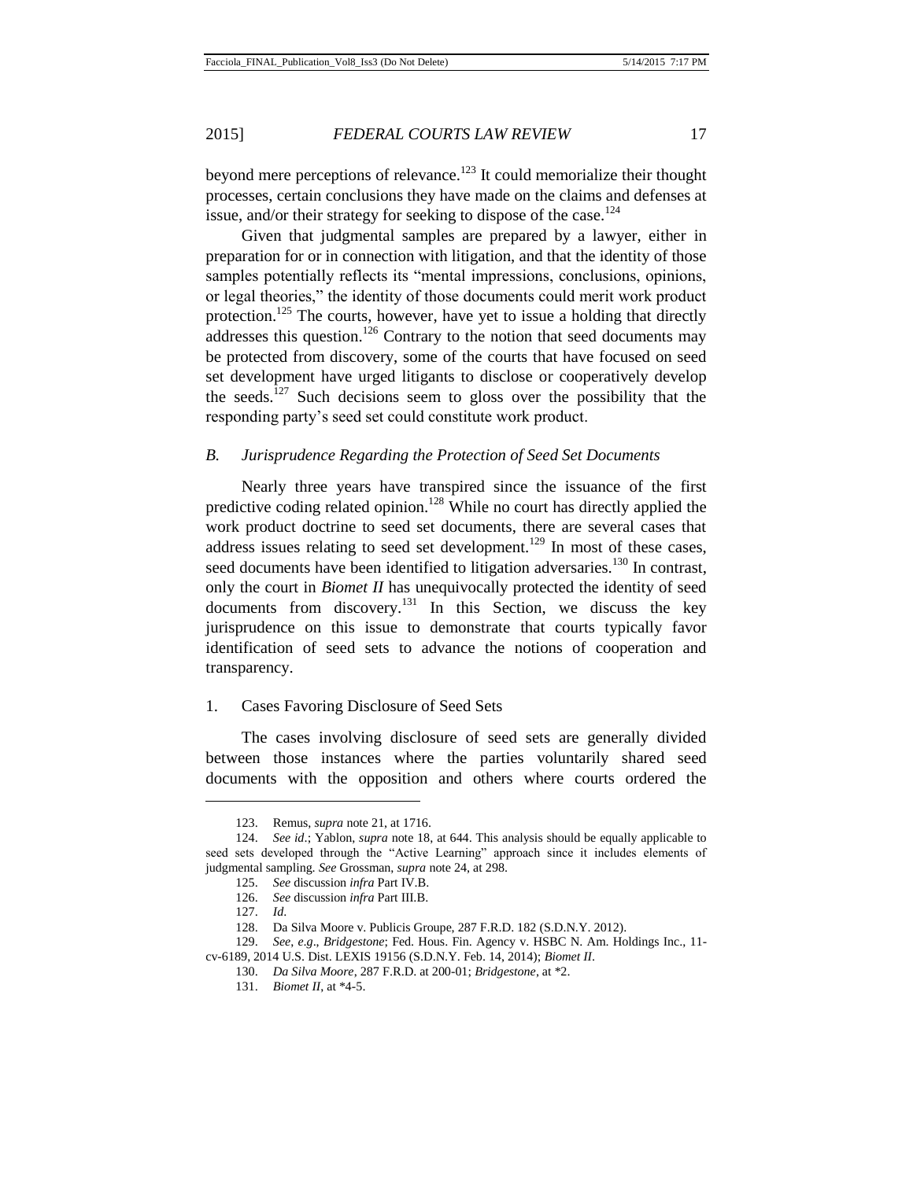beyond mere perceptions of relevance.[123] It could memorialize their thought processes, certain conclusions they have made on the claims and defenses at issue, and/or their strategy for seeking to dispose of the case.[124]

Given that judgmental samples are prepared by a lawyer, either in preparation for or in connection with litigation, and that the identity of those samples potentially reflects its "mental impressions, conclusions, opinions, or legal theories," the identity of those documents could merit work product protection.[125] The courts, however, have yet to issue a holding that directly addresses this question.[126] Contrary to the notion that seed documents may be protected from discovery, some of the courts that have focused on seed set development have urged litigants to disclose or cooperatively develop the seeds.[127] Such decisions seem to gloss over the possibility that the responding party's seed set could constitute work product.

### *B. Jurisprudence Regarding the Protection of Seed Set Documents*

Nearly three years have transpired since the issuance of the first predictive coding related opinion.[128] While no court has directly applied the work product doctrine to seed set documents, there are several cases that address issues relating to seed set development.[129] In most of these cases, seed documents have been identified to litigation adversaries.[130] In contrast, only the court in *Biomet II* has unequivocally protected the identity of seed documents from discovery.[131] In this Section, we discuss the key jurisprudence on this issue to demonstrate that courts typically favor identification of seed sets to advance the notions of cooperation and transparency.

#### 1. Cases Favoring Disclosure of Seed Sets

The cases involving disclosure of seed sets are generally divided between those instances where the parties voluntarily shared seed documents with the opposition and others where courts ordered the

---

123. Remus, *supra* note 21, at 1716.

124. *See id*.; Yablon, *supra* note 18, at 644. This analysis should be equally applicable to seed sets developed through the "Active Learning" approach since it includes elements of judgmental sampling. *See* Grossman, *supra* note 24, at 298.

125. *See* discussion *infra* Part IV.B.

126. *See* discussion *infra* Part III.B.

127. *Id*.

128. Da Silva Moore v. Publicis Groupe, 287 F.R.D. 182 (S.D.N.Y. 2012).

129. *See, e.g*., *Bridgestone*; Fed. Hous. Fin. Agency v. HSBC N. Am. Holdings Inc., 11-cv-6189, 2014 U.S. Dist. LEXIS 19156 (S.D.N.Y. Feb. 14, 2014); *Biomet II*.

130. *Da Silva Moore*, 287 F.R.D. at 200-01; *Bridgestone*, at *2.

131. *Biomet II*, at *4-5.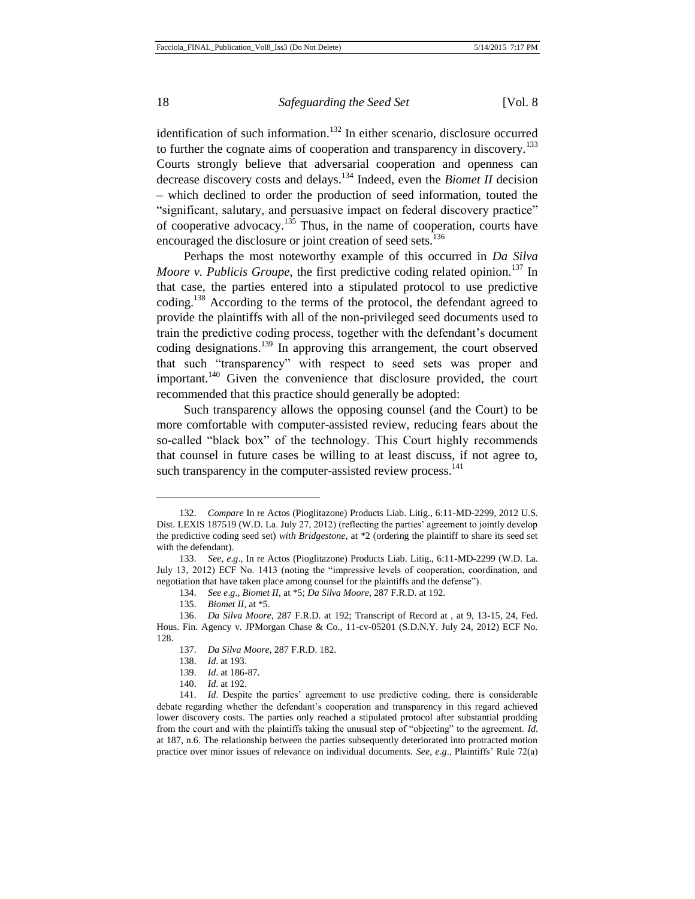identification of such information.[132] In either scenario, disclosure occurred to further the cognate aims of cooperation and transparency in discovery.[133] Courts strongly believe that adversarial cooperation and openness can decrease discovery costs and delays.[134] Indeed, even the *Biomet II* decision – which declined to order the production of seed information, touted the "significant, salutary, and persuasive impact on federal discovery practice" of cooperative advocacy.[135] Thus, in the name of cooperation, courts have encouraged the disclosure or joint creation of seed sets.[136]

Perhaps the most noteworthy example of this occurred in *Da Silva Moore v. Publicis Groupe*, the first predictive coding related opinion.[137] In that case, the parties entered into a stipulated protocol to use predictive coding.[138] According to the terms of the protocol, the defendant agreed to provide the plaintiffs with all of the non-privileged seed documents used to train the predictive coding process, together with the defendant's document coding designations.[139] In approving this arrangement, the court observed that such "transparency" with respect to seed sets was proper and important.[140] Given the convenience that disclosure provided, the court recommended that this practice should generally be adopted:

> Such transparency allows the opposing counsel (and the Court) to be more comfortable with computer-assisted review, reducing fears about the so-called "black box" of the technology. This Court highly recommends that counsel in future cases be willing to at least discuss, if not agree to, such transparency in the computer-assisted review process.[141]

---

132. *Compare* In re Actos (Pioglitazone) Products Liab. Litig., 6:11-MD-2299, 2012 U.S. Dist. LEXIS 187519 (W.D. La. July 27, 2012) (reflecting the parties' agreement to jointly develop the predictive coding seed set) *with Bridgestone*, at *2 (ordering the plaintiff to share its seed set with the defendant).

133. *See*, *e.g*., In re Actos (Pioglitazone) Products Liab. Litig., 6:11-MD-2299 (W.D. La. July 13, 2012) ECF No. 1413 (noting the "impressive levels of cooperation, coordination, and negotiation that have taken place among counsel for the plaintiffs and the defense").

134. *See e.g*., *Biomet II*, at *5; *Da Silva Moore*, 287 F.R.D. at 192.

135. *Biomet II*, at *5.

136. *Da Silva Moore*, 287 F.R.D. at 192; Transcript of Record at , at 9, 13-15, 24, Fed. Hous. Fin. Agency v. JPMorgan Chase & Co., 11-cv-05201 (S.D.N.Y. July 24, 2012) ECF No. 128.

137. *Da Silva Moore*, 287 F.R.D. 182.

138. *Id*. at 193.

139. *Id*. at 186-87.

140. *Id*. at 192.

141. *Id*. Despite the parties' agreement to use predictive coding, there is considerable debate regarding whether the defendant's cooperation and transparency in this regard achieved lower discovery costs. The parties only reached a stipulated protocol after substantial prodding from the court and with the plaintiffs taking the unusual step of "objecting" to the agreement. *Id*. at 187, n.6. The relationship between the parties subsequently deteriorated into protracted motion practice over minor issues of relevance on individual documents. *See*, *e.g*., Plaintiffs' Rule 72(a)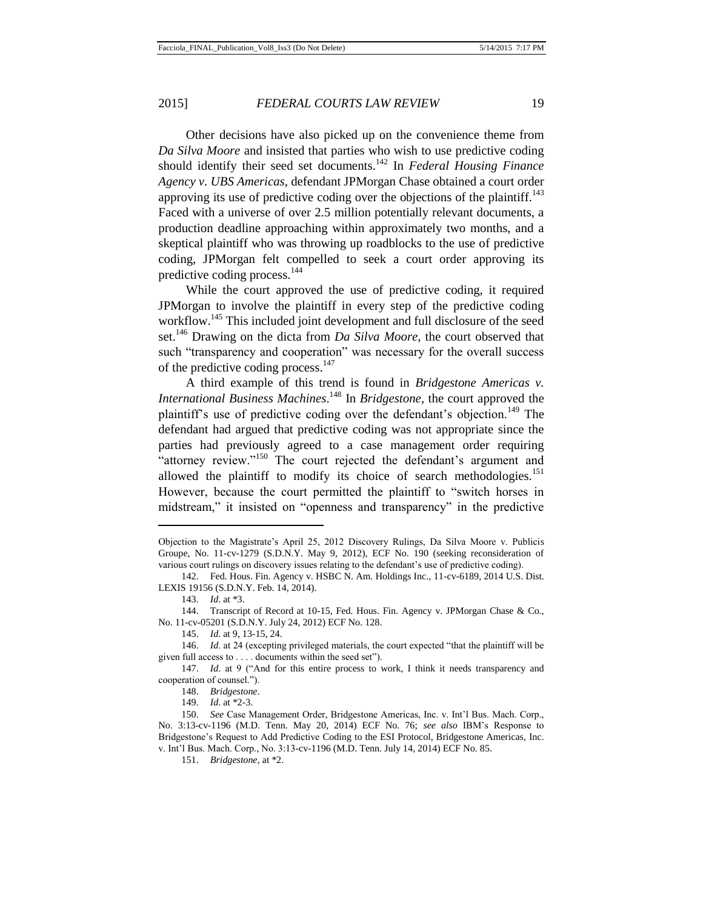Other decisions have also picked up on the convenience theme from *Da Silva Moore* and insisted that parties who wish to use predictive coding should identify their seed set documents.[142] In *Federal Housing Finance Agency v. UBS Americas*, defendant JPMorgan Chase obtained a court order approving its use of predictive coding over the objections of the plaintiff.[143] Faced with a universe of over 2.5 million potentially relevant documents, a production deadline approaching within approximately two months, and a skeptical plaintiff who was throwing up roadblocks to the use of predictive coding, JPMorgan felt compelled to seek a court order approving its predictive coding process.[144]

While the court approved the use of predictive coding, it required JPMorgan to involve the plaintiff in every step of the predictive coding workflow.[145] This included joint development and full disclosure of the seed set.[146] Drawing on the dicta from *Da Silva Moore*, the court observed that such "transparency and cooperation" was necessary for the overall success of the predictive coding process.[147]

A third example of this trend is found in *Bridgestone Americas v. International Business Machines*.[148] In *Bridgestone*, the court approved the plaintiff's use of predictive coding over the defendant's objection.[149] The defendant had argued that predictive coding was not appropriate since the parties had previously agreed to a case management order requiring "attorney review."[150] The court rejected the defendant's argument and allowed the plaintiff to modify its choice of search methodologies.[151] However, because the court permitted the plaintiff to "switch horses in midstream," it insisted on "openness and transparency" in the predictive

---

Objection to the Magistrate's April 25, 2012 Discovery Rulings, Da Silva Moore v. Publicis Groupe, No. 11-cv-1279 (S.D.N.Y. May 9, 2012), ECF No. 190 (seeking reconsideration of various court rulings on discovery issues relating to the defendant's use of predictive coding).

142. Fed. Hous. Fin. Agency v. HSBC N. Am. Holdings Inc., 11-cv-6189, 2014 U.S. Dist. LEXIS 19156 (S.D.N.Y. Feb. 14, 2014).

143. *Id.* at *3.

144. Transcript of Record at 10-15, Fed. Hous. Fin. Agency v. JPMorgan Chase & Co., No. 11-cv-05201 (S.D.N.Y. July 24, 2012) ECF No. 128.

145. *Id.* at 9, 13-15, 24.

146. *Id.* at 24 (excepting privileged materials, the court expected "that the plaintiff will be given full access to . . . . documents within the seed set").

147. *Id.* at 9 ("And for this entire process to work, I think it needs transparency and cooperation of counsel.").

148. *Bridgestone*.

149. *Id.* at *2-3.

150. *See* Case Management Order, Bridgestone Americas, Inc. v. Int'l Bus. Mach. Corp., No. 3:13-cv-1196 (M.D. Tenn. May 20, 2014) ECF No. 76; *see also* IBM's Response to Bridgestone's Request to Add Predictive Coding to the ESI Protocol, Bridgestone Americas, Inc. v. Int'l Bus. Mach. Corp., No. 3:13-cv-1196 (M.D. Tenn. July 14, 2014) ECF No. 85.

151. *Bridgestone*, at *2.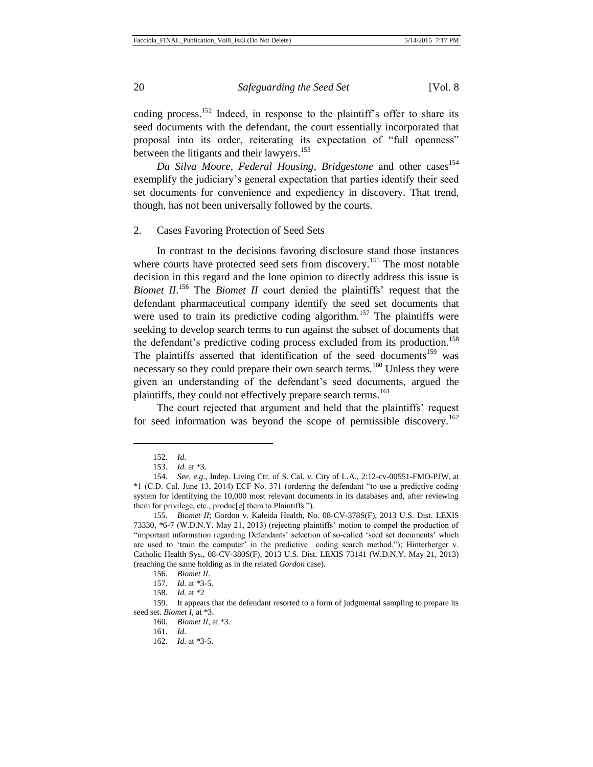coding process.[152] Indeed, in response to the plaintiff's offer to share its seed documents with the defendant, the court essentially incorporated that proposal into its order, reiterating its expectation of "full openness" between the litigants and their lawyers.[153]

*Da Silva Moore*, *Federal Housing*, *Bridgestone* and other cases[154] exemplify the judiciary's general expectation that parties identify their seed set documents for convenience and expediency in discovery. That trend, though, has not been universally followed by the courts.

### 2. Cases Favoring Protection of Seed Sets

In contrast to the decisions favoring disclosure stand those instances where courts have protected seed sets from discovery.[155] The most notable decision in this regard and the lone opinion to directly address this issue is *Biomet II*.[156] The *Biomet II* court denied the plaintiffs' request that the defendant pharmaceutical company identify the seed set documents that were used to train its predictive coding algorithm.[157] The plaintiffs were seeking to develop search terms to run against the subset of documents that the defendant's predictive coding process excluded from its production.[158] The plaintiffs asserted that identification of the seed documents[159] was necessary so they could prepare their own search terms.[160] Unless they were given an understanding of the defendant's seed documents, argued the plaintiffs, they could not effectively prepare search terms.[161]

The court rejected that argument and held that the plaintiffs' request for seed information was beyond the scope of permissible discovery.[162]

---

152. *Id.*

153. *Id.* at *3.

154. *See, e.g.*, Indep. Living Ctr. of S. Cal. v. City of L.A., 2:12-cv-00551-FMO-PJW, at *1 (C.D. Cal. June 13, 2014) ECF No. 371 (ordering the defendant "to use a predictive coding system for identifying the 10,000 most relevant documents in its databases and, after reviewing them for privilege, etc., produc[e] them to Plaintiffs.").

155. *Biomet II*; Gordon v. Kaleida Health, No. 08-CV-378S(F), 2013 U.S. Dist. LEXIS 73330, *6-7 (W.D.N.Y. May 21, 2013) (rejecting plaintiffs' motion to compel the production of "important information regarding Defendants' selection of so-called 'seed set documents' which are used to 'train the computer' in the predictive coding search method."); Hinterberger v. Catholic Health Sys., 08-CV-380S(F), 2013 U.S. Dist. LEXIS 73141 (W.D.N.Y. May 21, 2013) (reaching the same holding as in the related *Gordon* case).

156. *Biomet II*.

157. *Id.* at *3-5.

158. *Id.* at *2

159. It appears that the defendant resorted to a form of judgmental sampling to prepare its seed set. *Biomet I*, at *3.

160. *Biomet II*, at *3.

161. *Id.*

162. *Id.* at *3-5.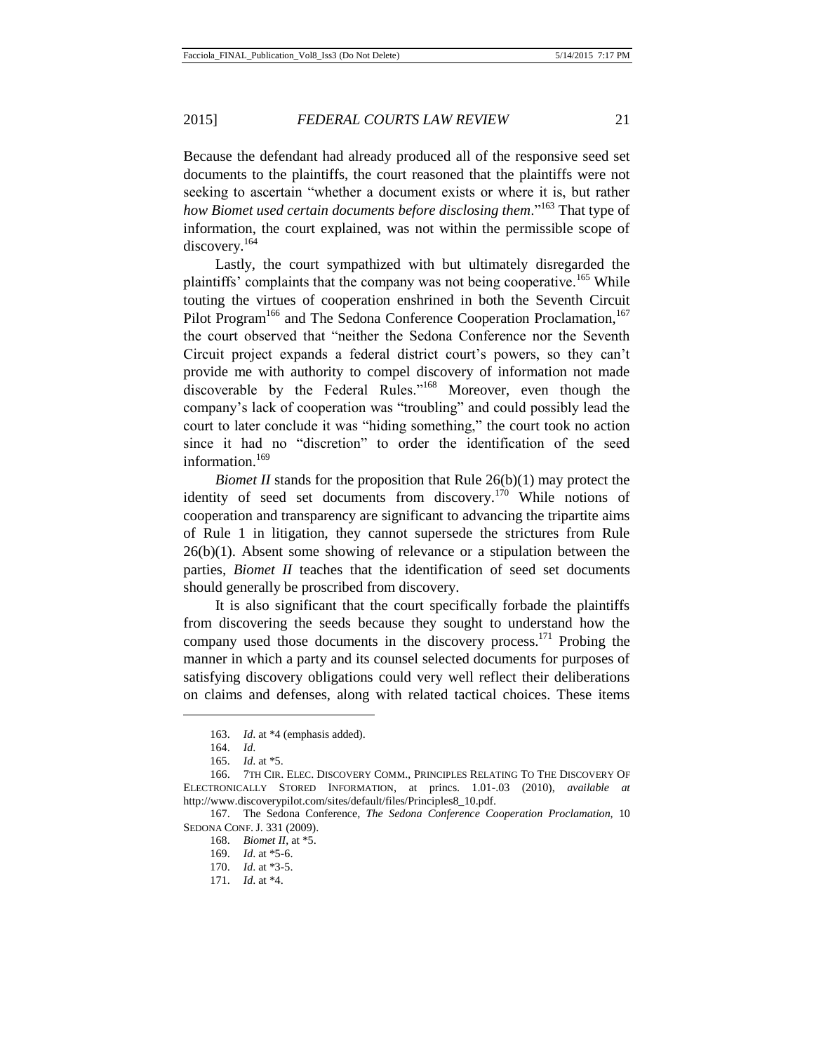Because the defendant had already produced all of the responsive seed set documents to the plaintiffs, the court reasoned that the plaintiffs were not seeking to ascertain "whether a document exists or where it is, but rather *how Biomet used certain documents before disclosing them*."[163] That type of information, the court explained, was not within the permissible scope of discovery.[164]

Lastly, the court sympathized with but ultimately disregarded the plaintiffs' complaints that the company was not being cooperative.[165] While touting the virtues of cooperation enshrined in both the Seventh Circuit Pilot Program[166] and The Sedona Conference Cooperation Proclamation,[167] the court observed that "neither the Sedona Conference nor the Seventh Circuit project expands a federal district court's powers, so they can't provide me with authority to compel discovery of information not made discoverable by the Federal Rules."[168] Moreover, even though the company's lack of cooperation was "troubling" and could possibly lead the court to later conclude it was "hiding something," the court took no action since it had no "discretion" to order the identification of the seed information.[169]

*Biomet II* stands for the proposition that Rule 26(b)(1) may protect the identity of seed set documents from discovery.[170] While notions of cooperation and transparency are significant to advancing the tripartite aims of Rule 1 in litigation, they cannot supersede the strictures from Rule 26(b)(1). Absent some showing of relevance or a stipulation between the parties, *Biomet II* teaches that the identification of seed set documents should generally be proscribed from discovery.

It is also significant that the court specifically forbade the plaintiffs from discovering the seeds because they sought to understand how the company used those documents in the discovery process.[171] Probing the manner in which a party and its counsel selected documents for purposes of satisfying discovery obligations could very well reflect their deliberations on claims and defenses, along with related tactical choices. These items

---

163. *Id.* at *4 (emphasis added).

164. *Id.*

165. *Id.* at *5.

166. 7TH CIR. ELEC. DISCOVERY COMM., PRINCIPLES RELATING TO THE DISCOVERY OF ELECTRONICALLY STORED INFORMATION, at princs. 1.01-.03 (2010), *available at* http://www.discoverypilot.com/sites/default/files/Principles8_10.pdf.

167. The Sedona Conference, *The Sedona Conference Cooperation Proclamation*, 10 SEDONA CONF. J. 331 (2009).

168. *Biomet II*, at *5.

169. *Id.* at *5-6.

170. *Id.* at *3-5.

171. *Id.* at *4.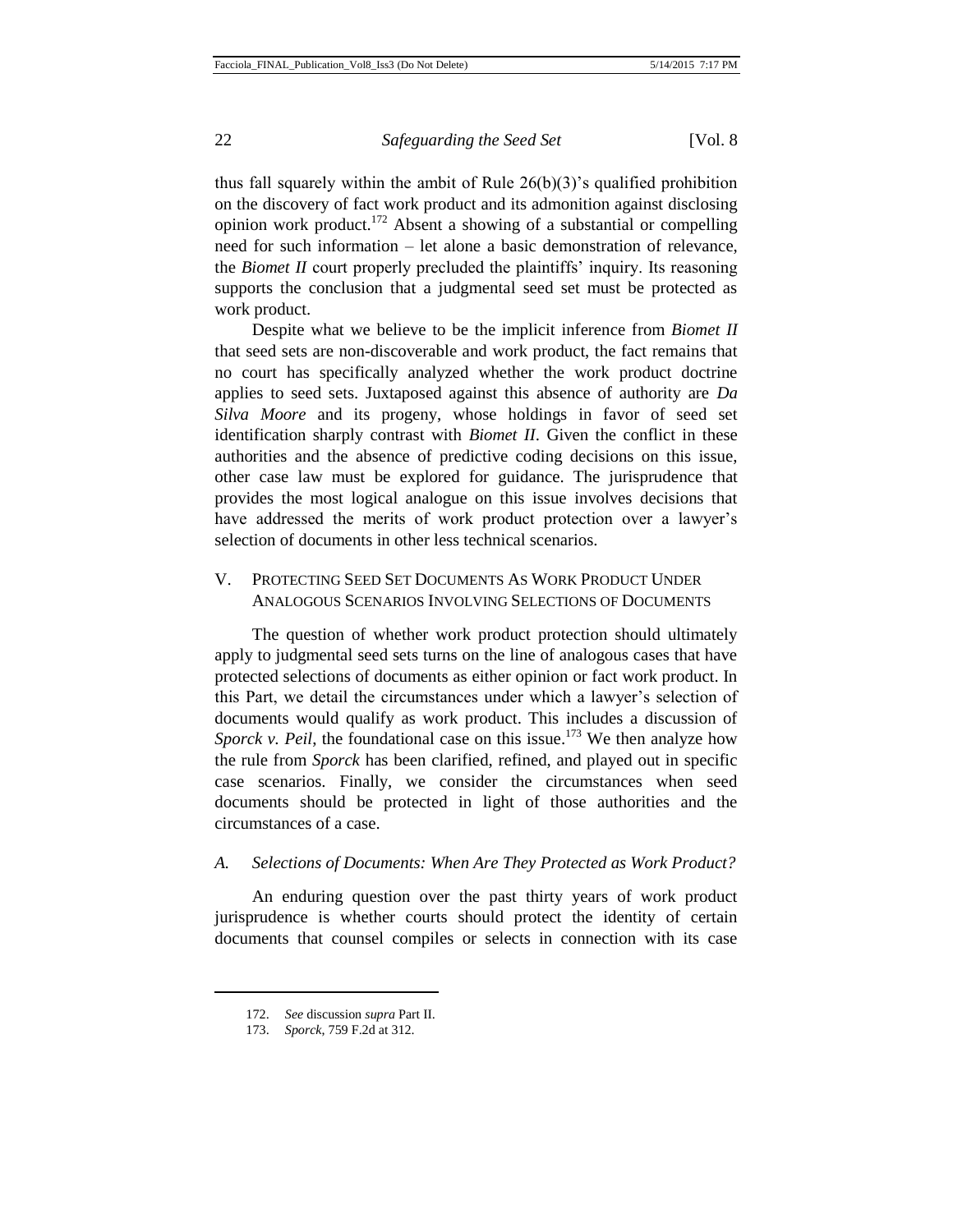thus fall squarely within the ambit of Rule 26(b)(3)'s qualified prohibition on the discovery of fact work product and its admonition against disclosing opinion work product.[172] Absent a showing of a substantial or compelling need for such information – let alone a basic demonstration of relevance, the *Biomet II* court properly precluded the plaintiffs' inquiry. Its reasoning supports the conclusion that a judgmental seed set must be protected as work product.

Despite what we believe to be the implicit inference from *Biomet II* that seed sets are non-discoverable and work product, the fact remains that no court has specifically analyzed whether the work product doctrine applies to seed sets. Juxtaposed against this absence of authority are *Da Silva Moore* and its progeny, whose holdings in favor of seed set identification sharply contrast with *Biomet II*. Given the conflict in these authorities and the absence of predictive coding decisions on this issue, other case law must be explored for guidance. The jurisprudence that provides the most logical analogue on this issue involves decisions that have addressed the merits of work product protection over a lawyer's selection of documents in other less technical scenarios.

## V. Protecting Seed Set Documents As Work Product Under Analogous Scenarios Involving Selections of Documents

The question of whether work product protection should ultimately apply to judgmental seed sets turns on the line of analogous cases that have protected selections of documents as either opinion or fact work product. In this Part, we detail the circumstances under which a lawyer's selection of documents would qualify as work product. This includes a discussion of *Sporck v. Peil*, the foundational case on this issue.[173] We then analyze how the rule from *Sporck* has been clarified, refined, and played out in specific case scenarios. Finally, we consider the circumstances when seed documents should be protected in light of those authorities and the circumstances of a case.

### A. *Selections of Documents: When Are They Protected as Work Product?*

An enduring question over the past thirty years of work product jurisprudence is whether courts should protect the identity of certain documents that counsel compiles or selects in connection with its case

---

172. *See* discussion *supra* Part II.

173. *Sporck*, 759 F.2d at 312.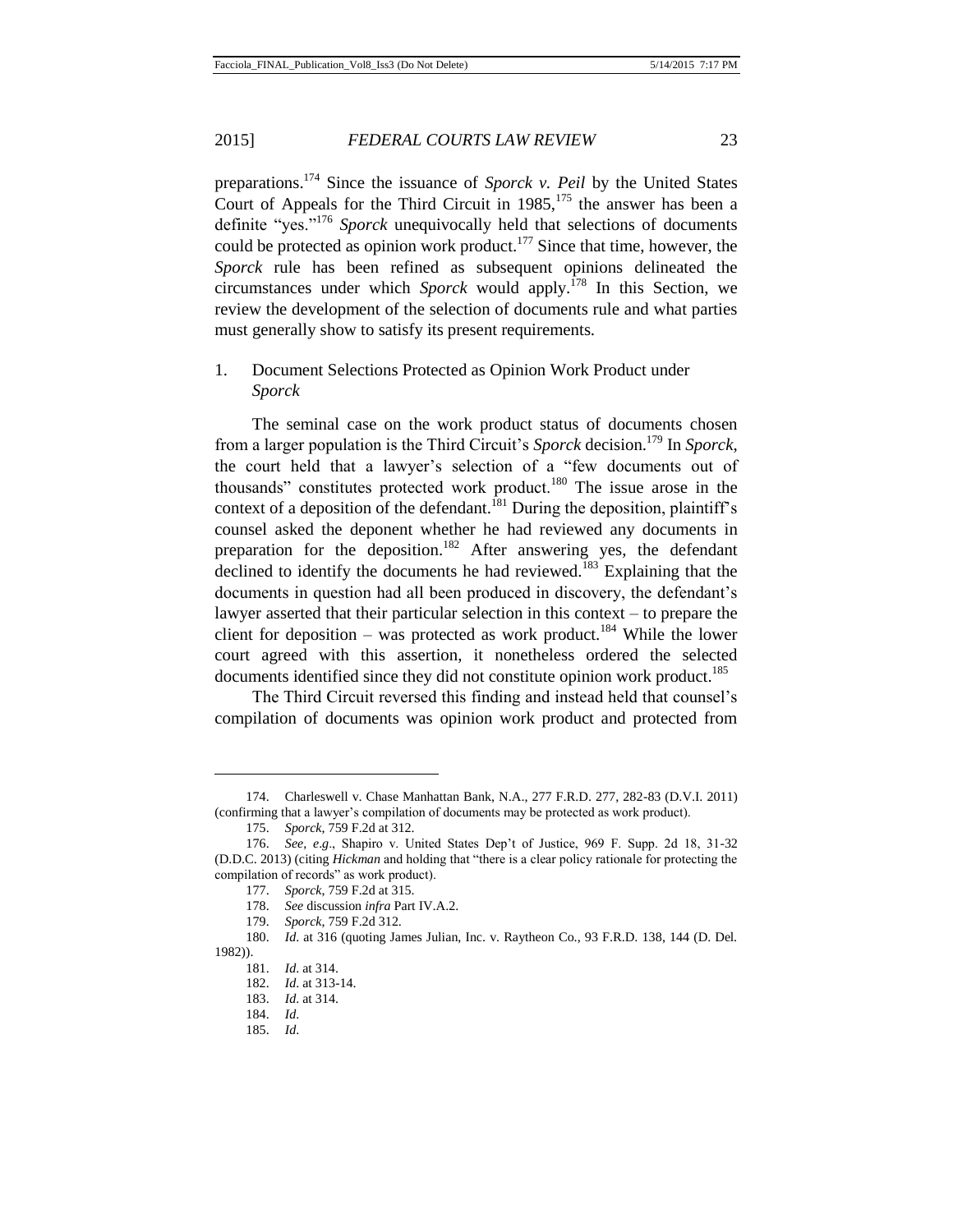preparations.[174] Since the issuance of *Sporck v. Peil* by the United States Court of Appeals for the Third Circuit in 1985,[175] the answer has been a definite "yes."[176] *Sporck* unequivocally held that selections of documents could be protected as opinion work product.[177] Since that time, however, the *Sporck* rule has been refined as subsequent opinions delineated the circumstances under which *Sporck* would apply.[178] In this Section, we review the development of the selection of documents rule and what parties must generally show to satisfy its present requirements.

### 1. Document Selections Protected as Opinion Work Product under *Sporck*

The seminal case on the work product status of documents chosen from a larger population is the Third Circuit's *Sporck* decision.[179] In *Sporck*, the court held that a lawyer's selection of a "few documents out of thousands" constitutes protected work product.[180] The issue arose in the context of a deposition of the defendant.[181] During the deposition, plaintiff's counsel asked the deponent whether he had reviewed any documents in preparation for the deposition.[182] After answering yes, the defendant declined to identify the documents he had reviewed.[183] Explaining that the documents in question had all been produced in discovery, the defendant's lawyer asserted that their particular selection in this context – to prepare the client for deposition – was protected as work product.[184] While the lower court agreed with this assertion, it nonetheless ordered the selected documents identified since they did not constitute opinion work product.[185]

The Third Circuit reversed this finding and instead held that counsel's compilation of documents was opinion work product and protected from

---

174. Charleswell v. Chase Manhattan Bank, N.A., 277 F.R.D. 277, 282-83 (D.V.I. 2011) (confirming that a lawyer's compilation of documents may be protected as work product).

175. *Sporck*, 759 F.2d at 312.

176. *See*, *e.g*., Shapiro v. United States Dep't of Justice, 969 F. Supp. 2d 18, 31-32 (D.D.C. 2013) (citing *Hickman* and holding that "there is a clear policy rationale for protecting the compilation of records" as work product).

177. *Sporck*, 759 F.2d at 315.

178. *See* discussion *infra* Part IV.A.2.

179. *Sporck*, 759 F.2d 312.

180. *Id.* at 316 (quoting James Julian, Inc. v. Raytheon Co., 93 F.R.D. 138, 144 (D. Del. 1982)).

181. *Id.* at 314.

182. *Id.* at 313-14.

183. *Id.* at 314.

184. *Id.*

185. *Id.*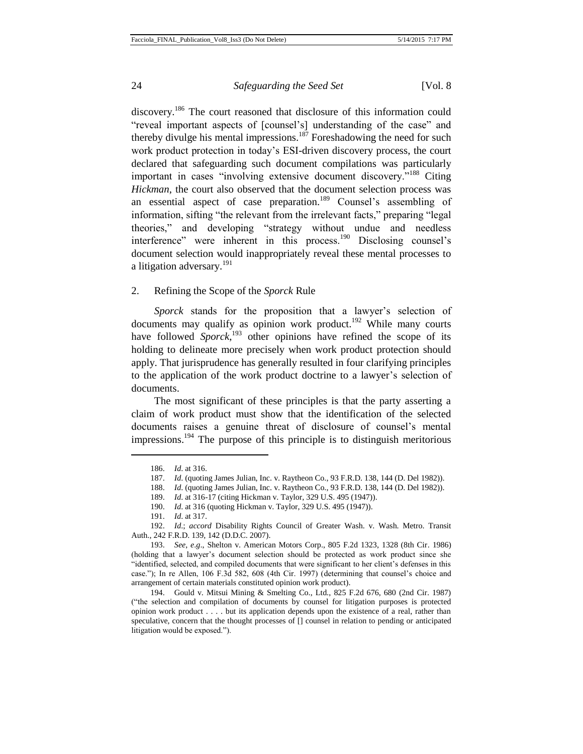discovery.[186] The court reasoned that disclosure of this information could "reveal important aspects of [counsel's] understanding of the case" and thereby divulge his mental impressions.[187] Foreshadowing the need for such work product protection in today's ESI-driven discovery process, the court declared that safeguarding such document compilations was particularly important in cases "involving extensive document discovery."[188] Citing *Hickman*, the court also observed that the document selection process was an essential aspect of case preparation.[189] Counsel's assembling of information, sifting "the relevant from the irrelevant facts," preparing "legal theories," and developing "strategy without undue and needless interference" were inherent in this process.[190] Disclosing counsel's document selection would inappropriately reveal these mental processes to a litigation adversary.[191]

### 2. Refining the Scope of the *Sporck* Rule

*Sporck* stands for the proposition that a lawyer's selection of documents may qualify as opinion work product.[192] While many courts have followed *Sporck*,[193] other opinions have refined the scope of its holding to delineate more precisely when work product protection should apply. That jurisprudence has generally resulted in four clarifying principles to the application of the work product doctrine to a lawyer's selection of documents.

The most significant of these principles is that the party asserting a claim of work product must show that the identification of the selected documents raises a genuine threat of disclosure of counsel's mental impressions.[194] The purpose of this principle is to distinguish meritorious

---

186. *Id.* at 316.

187. *Id.* (quoting James Julian, Inc. v. Raytheon Co., 93 F.R.D. 138, 144 (D. Del 1982)).

188. *Id.* (quoting James Julian, Inc. v. Raytheon Co., 93 F.R.D. 138, 144 (D. Del 1982)).

189. *Id.* at 316-17 (citing Hickman v. Taylor, 329 U.S. 495 (1947)).

190. *Id.* at 316 (quoting Hickman v. Taylor, 329 U.S. 495 (1947)).

191. *Id.* at 317.

192. *Id.*; *accord* Disability Rights Council of Greater Wash. v. Wash. Metro. Transit Auth., 242 F.R.D. 139, 142 (D.D.C. 2007).

193. *See, e.g.*, Shelton v. American Motors Corp., 805 F.2d 1323, 1328 (8th Cir. 1986) (holding that a lawyer's document selection should be protected as work product since she "identified, selected, and compiled documents that were significant to her client's defenses in this case."); In re Allen, 106 F.3d 582, 608 (4th Cir. 1997) (determining that counsel's choice and arrangement of certain materials constituted opinion work product).

194. Gould v. Mitsui Mining & Smelting Co., Ltd., 825 F.2d 676, 680 (2nd Cir. 1987) ("the selection and compilation of documents by counsel for litigation purposes is protected opinion work product . . . . but its application depends upon the existence of a real, rather than speculative, concern that the thought processes of [] counsel in relation to pending or anticipated litigation would be exposed.").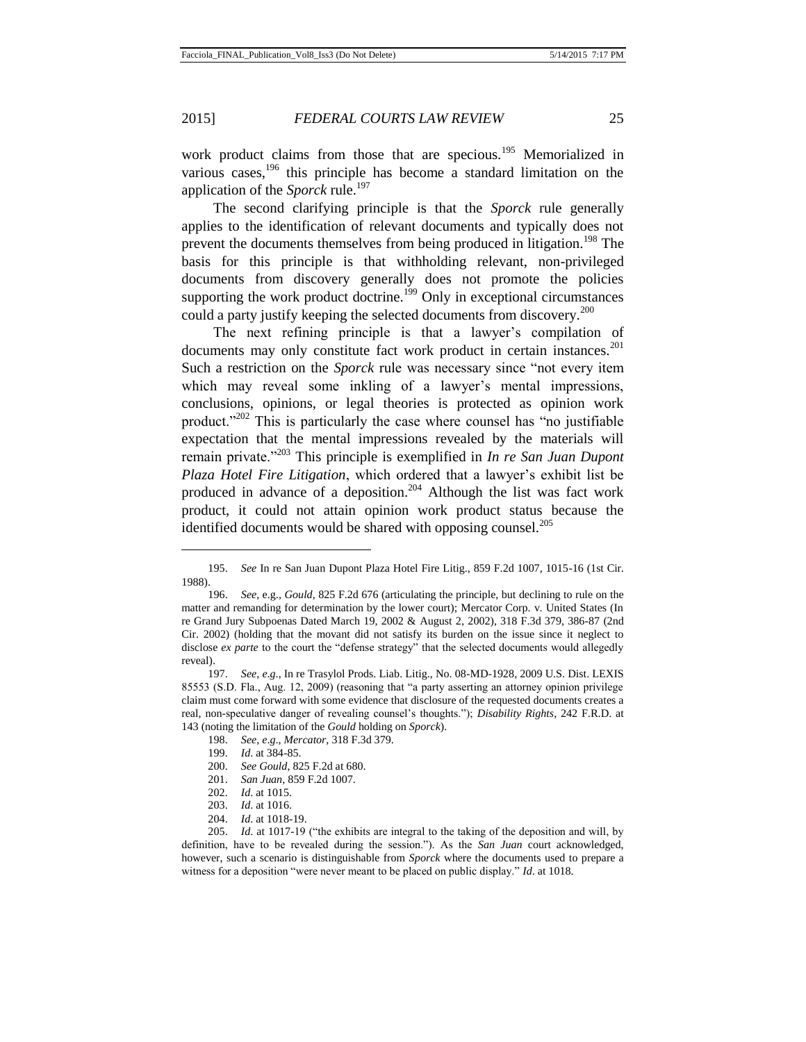work product claims from those that are specious.[195] Memorialized in various cases,[196] this principle has become a standard limitation on the application of the *Sporck* rule.[197]

The second clarifying principle is that the *Sporck* rule generally applies to the identification of relevant documents and typically does not prevent the documents themselves from being produced in litigation.[198] The basis for this principle is that withholding relevant, non-privileged documents from discovery generally does not promote the policies supporting the work product doctrine.[199] Only in exceptional circumstances could a party justify keeping the selected documents from discovery.[200]

The next refining principle is that a lawyer's compilation of documents may only constitute fact work product in certain instances.[201] Such a restriction on the *Sporck* rule was necessary since "not every item which may reveal some inkling of a lawyer's mental impressions, conclusions, opinions, or legal theories is protected as opinion work product."[202] This is particularly the case where counsel has "no justifiable expectation that the mental impressions revealed by the materials will remain private."[203] This principle is exemplified in *In re San Juan Dupont Plaza Hotel Fire Litigation*, which ordered that a lawyer's exhibit list be produced in advance of a deposition.[204] Although the list was fact work product, it could not attain opinion work product status because the identified documents would be shared with opposing counsel.[205]

---

195. *See* In re San Juan Dupont Plaza Hotel Fire Litig., 859 F.2d 1007, 1015-16 (1st Cir. 1988).

196. *See*, e.g., *Gould*, 825 F.2d 676 (articulating the principle, but declining to rule on the matter and remanding for determination by the lower court); Mercator Corp. v. United States (In re Grand Jury Subpoenas Dated March 19, 2002 & August 2, 2002), 318 F.3d 379, 386-87 (2nd Cir. 2002) (holding that the movant did not satisfy its burden on the issue since it neglect to disclose *ex parte* to the court the "defense strategy" that the selected documents would allegedly reveal).

197. *See*, *e.g.*, In re Trasylol Prods. Liab. Litig., No. 08-MD-1928, 2009 U.S. Dist. LEXIS 85553 (S.D. Fla., Aug. 12, 2009) (reasoning that "a party asserting an attorney opinion privilege claim must come forward with some evidence that disclosure of the requested documents creates a real, non-speculative danger of revealing counsel's thoughts."); *Disability Rights*, 242 F.R.D. at 143 (noting the limitation of the *Gould* holding on *Sporck*).

198. *See*, *e.g.*, *Mercator*, 318 F.3d 379.

199. *Id*. at 384-85.

200. *See Gould*, 825 F.2d at 680.

201. *San Juan*, 859 F.2d 1007.

202. *Id*. at 1015.

203. *Id*. at 1016.

204. *Id*. at 1018-19.

205. *Id*. at 1017-19 ("the exhibits are integral to the taking of the deposition and will, by definition, have to be revealed during the session."). As the *San Juan* court acknowledged, however, such a scenario is distinguishable from *Sporck* where the documents used to prepare a witness for a deposition "were never meant to be placed on public display." *Id*. at 1018.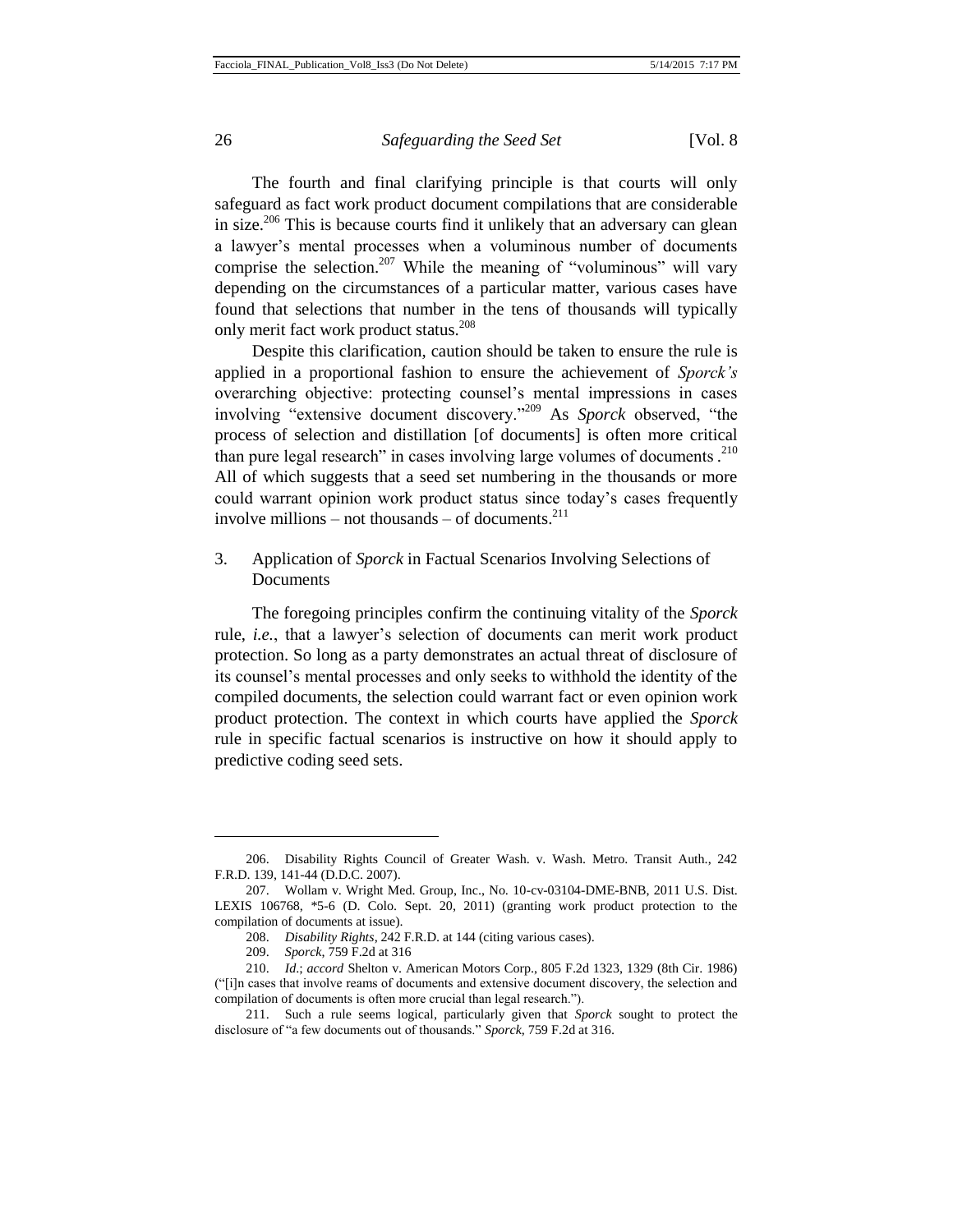The fourth and final clarifying principle is that courts will only safeguard as fact work product document compilations that are considerable in size.[206] This is because courts find it unlikely that an adversary can glean a lawyer's mental processes when a voluminous number of documents comprise the selection.[207] While the meaning of "voluminous" will vary depending on the circumstances of a particular matter, various cases have found that selections that number in the tens of thousands will typically only merit fact work product status.[208]

Despite this clarification, caution should be taken to ensure the rule is applied in a proportional fashion to ensure the achievement of *Sporck's* overarching objective: protecting counsel's mental impressions in cases involving "extensive document discovery."[209] As *Sporck* observed, "the process of selection and distillation [of documents] is often more critical than pure legal research" in cases involving large volumes of documents.[210] All of which suggests that a seed set numbering in the thousands or more could warrant opinion work product status since today's cases frequently involve millions – not thousands – of documents.[211]

### 3. Application of *Sporck* in Factual Scenarios Involving Selections of Documents

The foregoing principles confirm the continuing vitality of the *Sporck* rule, *i.e.*, that a lawyer's selection of documents can merit work product protection. So long as a party demonstrates an actual threat of disclosure of its counsel's mental processes and only seeks to withhold the identity of the compiled documents, the selection could warrant fact or even opinion work product protection. The context in which courts have applied the *Sporck* rule in specific factual scenarios is instructive on how it should apply to predictive coding seed sets.

---

206. Disability Rights Council of Greater Wash. v. Wash. Metro. Transit Auth., 242 F.R.D. 139, 141-44 (D.D.C. 2007).

207. Wollam v. Wright Med. Group, Inc., No. 10-cv-03104-DME-BNB, 2011 U.S. Dist. LEXIS 106768, *5-6 (D. Colo. Sept. 20, 2011) (granting work product protection to the compilation of documents at issue).

208. *Disability Rights*, 242 F.R.D. at 144 (citing various cases).

209. *Sporck*, 759 F.2d at 316

210. *Id.*; *accord* Shelton v. American Motors Corp., 805 F.2d 1323, 1329 (8th Cir. 1986) ("[i]n cases that involve reams of documents and extensive document discovery, the selection and compilation of documents is often more crucial than legal research.").

211. Such a rule seems logical, particularly given that *Sporck* sought to protect the disclosure of "a few documents out of thousands." *Sporck*, 759 F.2d at 316.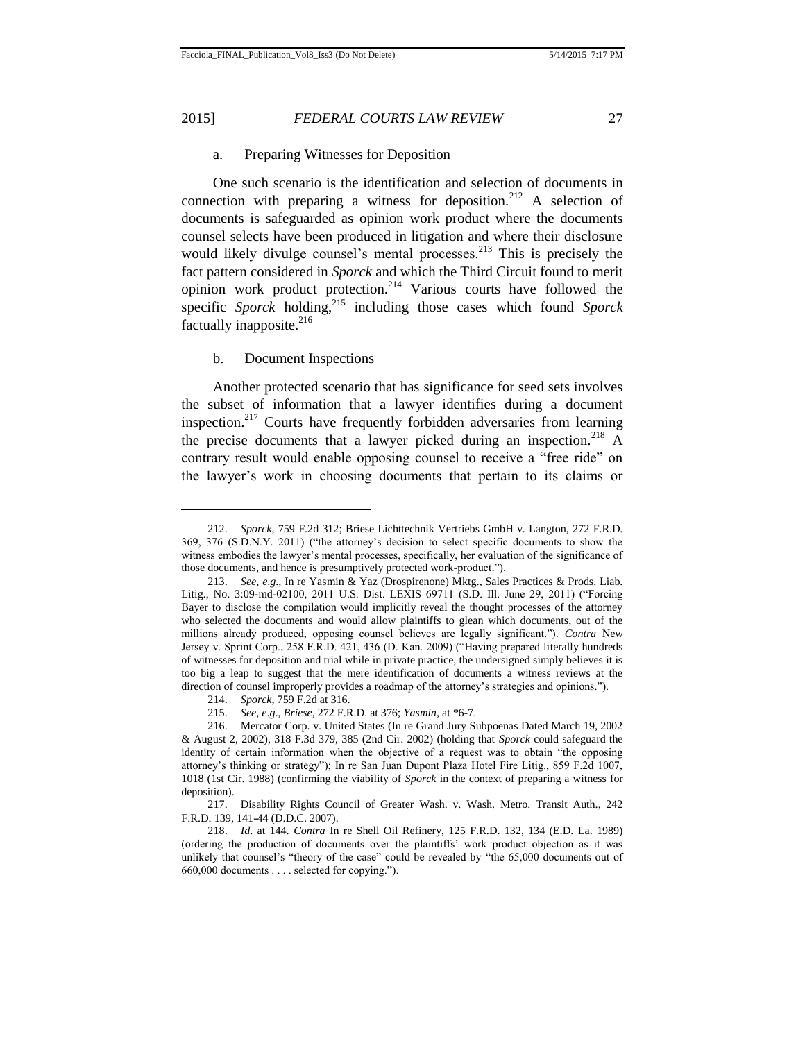### a. Preparing Witnesses for Deposition

One such scenario is the identification and selection of documents in connection with preparing a witness for deposition.[212] A selection of documents is safeguarded as opinion work product where the documents counsel selects have been produced in litigation and where their disclosure would likely divulge counsel's mental processes.[213] This is precisely the fact pattern considered in *Sporck* and which the Third Circuit found to merit opinion work product protection.[214] Various courts have followed the specific *Sporck* holding,[215] including those cases which found *Sporck* factually inapposite.[216]

### b. Document Inspections

Another protected scenario that has significance for seed sets involves the subset of information that a lawyer identifies during a document inspection.[217] Courts have frequently forbidden adversaries from learning the precise documents that a lawyer picked during an inspection.[218] A contrary result would enable opposing counsel to receive a "free ride" on the lawyer's work in choosing documents that pertain to its claims or

---

212. *Sporck*, 759 F.2d 312; Briese Lichttechnik Vertriebs GmbH v. Langton, 272 F.R.D. 369, 376 (S.D.N.Y. 2011) ("the attorney's decision to select specific documents to show the witness embodies the lawyer's mental processes, specifically, her evaluation of the significance of those documents, and hence is presumptively protected work-product.").

213. *See, e.g.*, In re Yasmin & Yaz (Drospirenone) Mktg., Sales Practices & Prods. Liab. Litig., No. 3:09-md-02100, 2011 U.S. Dist. LEXIS 69711 (S.D. Ill. June 29, 2011) ("Forcing Bayer to disclose the compilation would implicitly reveal the thought processes of the attorney who selected the documents and would allow plaintiffs to glean which documents, out of the millions already produced, opposing counsel believes are legally significant."). *Contra* New Jersey v. Sprint Corp., 258 F.R.D. 421, 436 (D. Kan. 2009) ("Having prepared literally hundreds of witnesses for deposition and trial while in private practice, the undersigned simply believes it is too big a leap to suggest that the mere identification of documents a witness reviews at the direction of counsel improperly provides a roadmap of the attorney's strategies and opinions.").

214. *Sporck*, 759 F.2d at 316.

215. *See, e.g.*, *Briese*, 272 F.R.D. at 376; *Yasmin*, at *6-7.

216. Mercator Corp. v. United States (In re Grand Jury Subpoenas Dated March 19, 2002 & August 2, 2002), 318 F.3d 379, 385 (2nd Cir. 2002) (holding that *Sporck* could safeguard the identity of certain information when the objective of a request was to obtain "the opposing attorney's thinking or strategy"); In re San Juan Dupont Plaza Hotel Fire Litig., 859 F.2d 1007, 1018 (1st Cir. 1988) (confirming the viability of *Sporck* in the context of preparing a witness for deposition).

217. Disability Rights Council of Greater Wash. v. Wash. Metro. Transit Auth., 242 F.R.D. 139, 141-44 (D.D.C. 2007).

218. *Id.* at 144. *Contra* In re Shell Oil Refinery, 125 F.R.D. 132, 134 (E.D. La. 1989) (ordering the production of documents over the plaintiffs' work product objection as it was unlikely that counsel's "theory of the case" could be revealed by "the 65,000 documents out of 660,000 documents . . . . selected for copying.").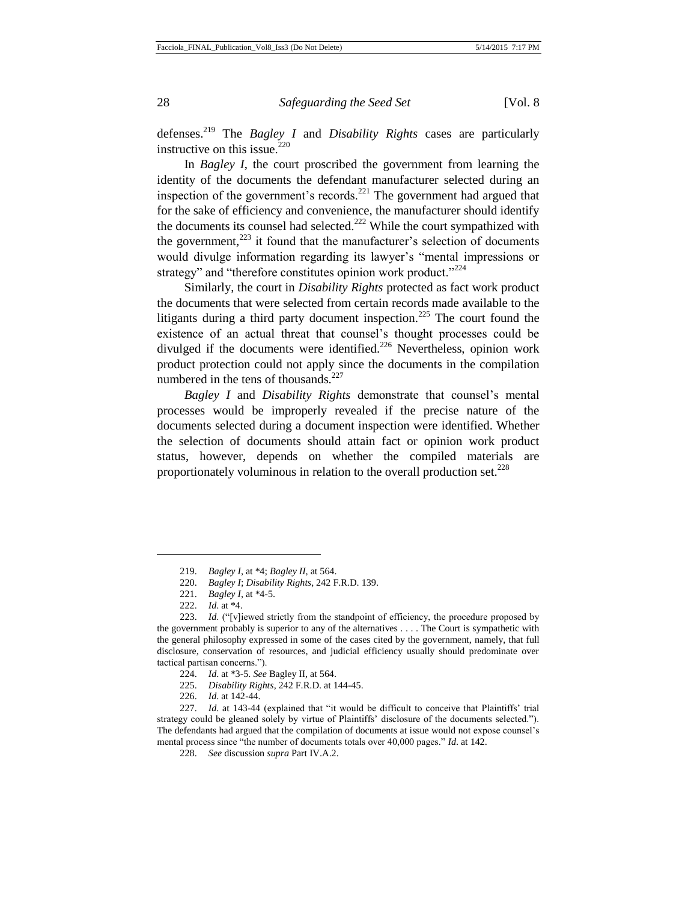defenses.[219] The *Bagley I* and *Disability Rights* cases are particularly instructive on this issue.[220]

In *Bagley I*, the court proscribed the government from learning the identity of the documents the defendant manufacturer selected during an inspection of the government's records.[221] The government had argued that for the sake of efficiency and convenience, the manufacturer should identify the documents its counsel had selected.[222] While the court sympathized with the government,[223] it found that the manufacturer's selection of documents would divulge information regarding its lawyer's "mental impressions or strategy" and "therefore constitutes opinion work product."[224]

Similarly, the court in *Disability Rights* protected as fact work product the documents that were selected from certain records made available to the litigants during a third party document inspection.[225] The court found the existence of an actual threat that counsel's thought processes could be divulged if the documents were identified.[226] Nevertheless, opinion work product protection could not apply since the documents in the compilation numbered in the tens of thousands.[227]

*Bagley I* and *Disability Rights* demonstrate that counsel's mental processes would be improperly revealed if the precise nature of the documents selected during a document inspection were identified. Whether the selection of documents should attain fact or opinion work product status, however, depends on whether the compiled materials are proportionately voluminous in relation to the overall production set.[228]

---

219. *Bagley I*, at *4; *Bagley II*, at 564.

220. *Bagley I*; *Disability Rights*, 242 F.R.D. 139.

221. *Bagley I*, at *4-5.

222. *Id.* at *4.

223. *Id.* ("[v]iewed strictly from the standpoint of efficiency, the procedure proposed by the government probably is superior to any of the alternatives . . . . The Court is sympathetic with the general philosophy expressed in some of the cases cited by the government, namely, that full disclosure, conservation of resources, and judicial efficiency usually should predominate over tactical partisan concerns.").

224. *Id.* at *3-5. *See* Bagley II, at 564.

225. *Disability Rights*, 242 F.R.D. at 144-45.

226. *Id.* at 142-44.

227. *Id.* at 143-44 (explained that "it would be difficult to conceive that Plaintiffs' trial strategy could be gleaned solely by virtue of Plaintiffs' disclosure of the documents selected."). The defendants had argued that the compilation of documents at issue would not expose counsel's mental process since "the number of documents totals over 40,000 pages." *Id.* at 142.

228. *See* discussion *supra* Part IV.A.2.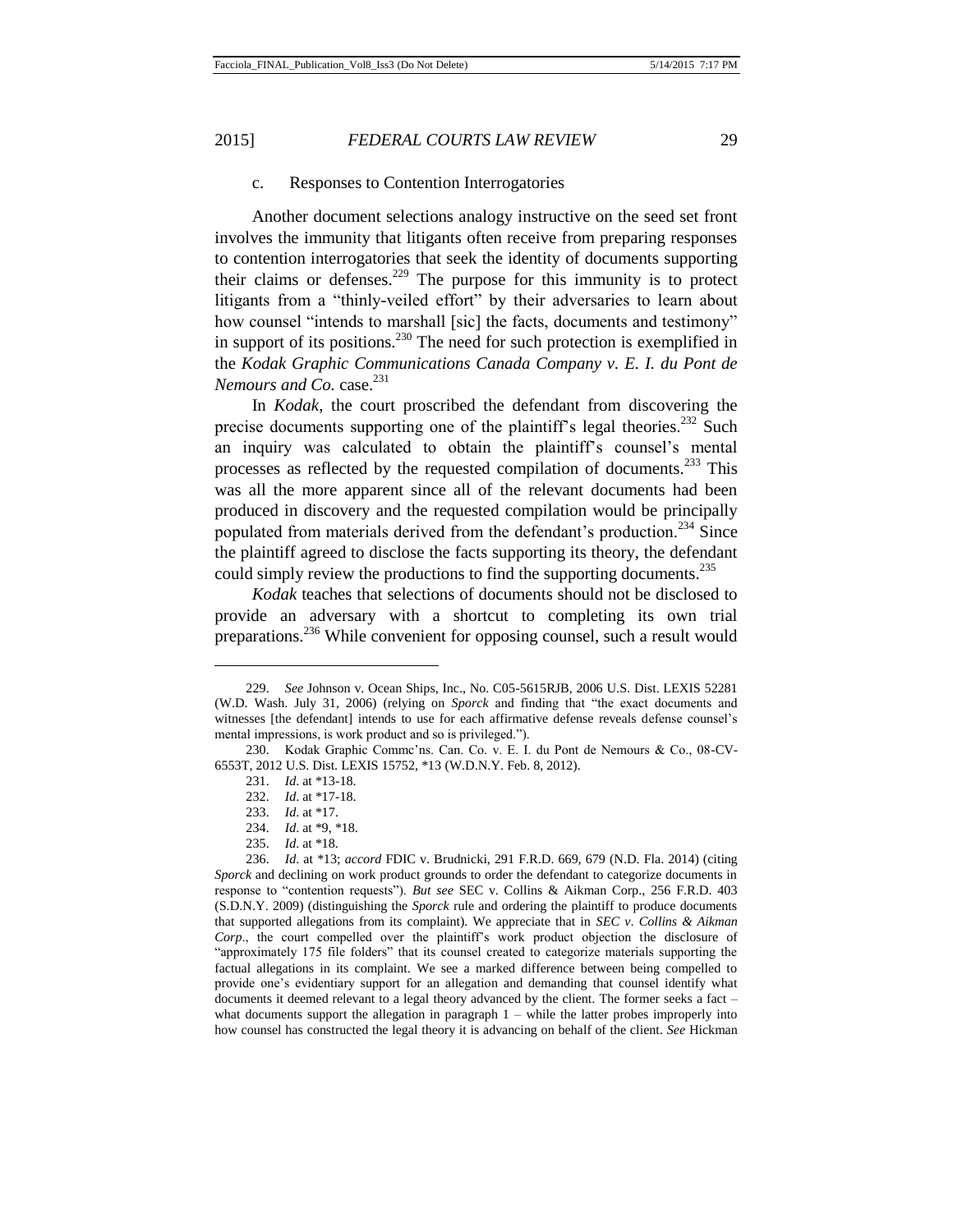c. Responses to Contention Interrogatories

Another document selections analogy instructive on the seed set front involves the immunity that litigants often receive from preparing responses to contention interrogatories that seek the identity of documents supporting their claims or defenses.[229] The purpose for this immunity is to protect litigants from a "thinly-veiled effort" by their adversaries to learn about how counsel "intends to marshall [sic] the facts, documents and testimony" in support of its positions.[230] The need for such protection is exemplified in the *Kodak Graphic Communications Canada Company v. E. I. du Pont de Nemours and Co.* case.[231]

In *Kodak*, the court proscribed the defendant from discovering the precise documents supporting one of the plaintiff's legal theories.[232] Such an inquiry was calculated to obtain the plaintiff's counsel's mental processes as reflected by the requested compilation of documents.[233] This was all the more apparent since all of the relevant documents had been produced in discovery and the requested compilation would be principally populated from materials derived from the defendant's production.[234] Since the plaintiff agreed to disclose the facts supporting its theory, the defendant could simply review the productions to find the supporting documents.[235]

*Kodak* teaches that selections of documents should not be disclosed to provide an adversary with a shortcut to completing its own trial preparations.[236] While convenient for opposing counsel, such a result would

---

229. *See* Johnson v. Ocean Ships, Inc., No. C05-5615RJB, 2006 U.S. Dist. LEXIS 52281 (W.D. Wash. July 31, 2006) (relying on *Sporck* and finding that "the exact documents and witnesses [the defendant] intends to use for each affirmative defense reveals defense counsel's mental impressions, is work product and so is privileged.").

230. Kodak Graphic Commc'ns. Can. Co. v. E. I. du Pont de Nemours & Co., 08-CV-6553T, 2012 U.S. Dist. LEXIS 15752, *13 (W.D.N.Y. Feb. 8, 2012).

231. *Id.* at *13-18.

232. *Id.* at *17-18.

233. *Id.* at *17.

234. *Id.* at *9, *18.

235. *Id.* at *18.

236. *Id.* at *13; *accord* FDIC v. Brudnicki, 291 F.R.D. 669, 679 (N.D. Fla. 2014) (citing *Sporck* and declining on work product grounds to order the defendant to categorize documents in response to "contention requests"). *But see* SEC v. Collins & Aikman Corp., 256 F.R.D. 403 (S.D.N.Y. 2009) (distinguishing the *Sporck* rule and ordering the plaintiff to produce documents that supported allegations from its complaint). We appreciate that in *SEC v. Collins & Aikman Corp*., the court compelled over the plaintiff's work product objection the disclosure of "approximately 175 file folders" that its counsel created to categorize materials supporting the factual allegations in its complaint. We see a marked difference between being compelled to provide one's evidentiary support for an allegation and demanding that counsel identify what documents it deemed relevant to a legal theory advanced by the client. The former seeks a fact – what documents support the allegation in paragraph 1 – while the latter probes improperly into how counsel has constructed the legal theory it is advancing on behalf of the client. *See* Hickman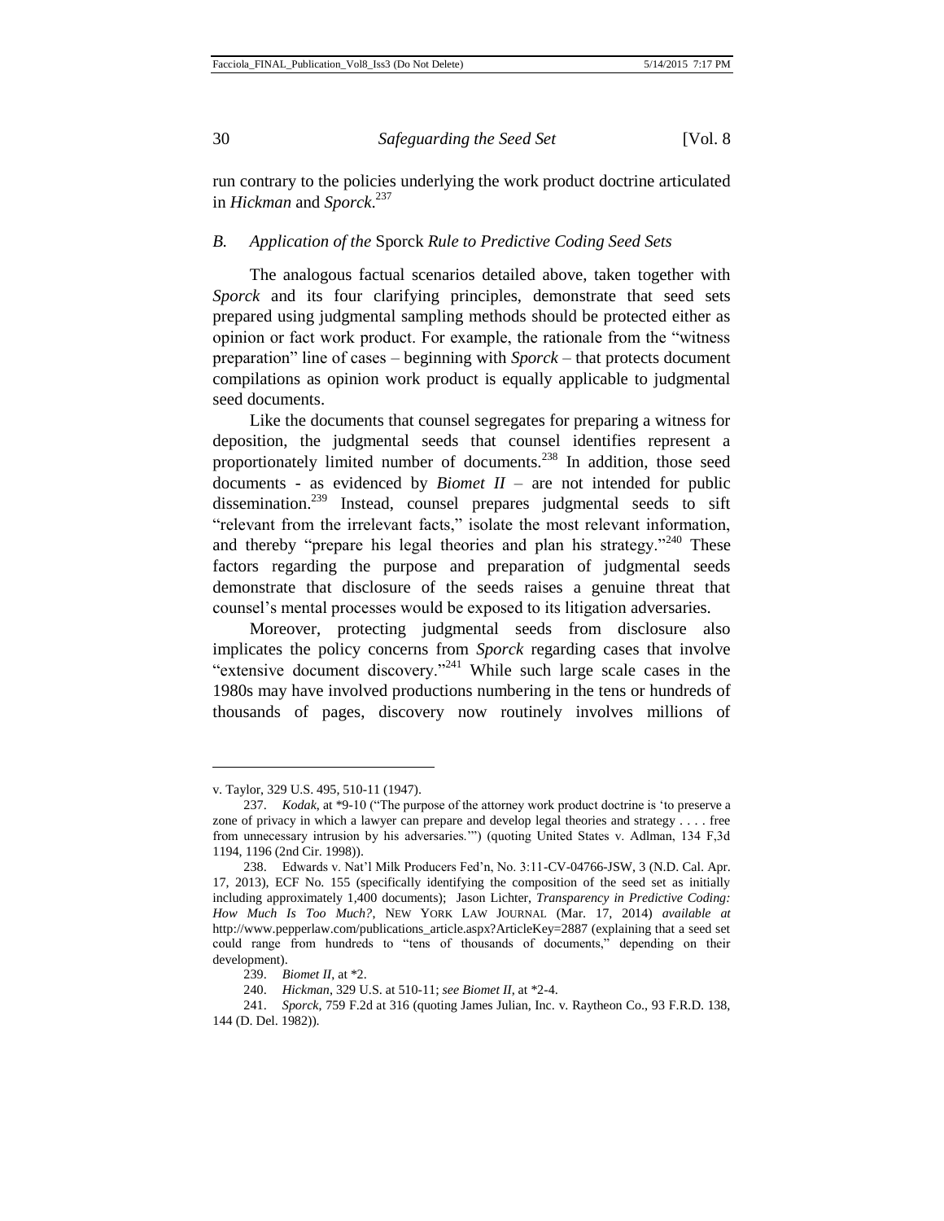run contrary to the policies underlying the work product doctrine articulated in *Hickman* and *Sporck*.[237]

### *B. Application of the* Sporck *Rule to Predictive Coding Seed Sets*

The analogous factual scenarios detailed above, taken together with *Sporck* and its four clarifying principles, demonstrate that seed sets prepared using judgmental sampling methods should be protected either as opinion or fact work product. For example, the rationale from the "witness preparation" line of cases – beginning with *Sporck* – that protects document compilations as opinion work product is equally applicable to judgmental seed documents.

Like the documents that counsel segregates for preparing a witness for deposition, the judgmental seeds that counsel identifies represent a proportionately limited number of documents.[238] In addition, those seed documents - as evidenced by *Biomet II* – are not intended for public dissemination.[239] Instead, counsel prepares judgmental seeds to sift "relevant from the irrelevant facts," isolate the most relevant information, and thereby "prepare his legal theories and plan his strategy."[240] These factors regarding the purpose and preparation of judgmental seeds demonstrate that disclosure of the seeds raises a genuine threat that counsel's mental processes would be exposed to its litigation adversaries.

Moreover, protecting judgmental seeds from disclosure also implicates the policy concerns from *Sporck* regarding cases that involve "extensive document discovery."[241] While such large scale cases in the 1980s may have involved productions numbering in the tens or hundreds of thousands of pages, discovery now routinely involves millions of

---

v. Taylor, 329 U.S. 495, 510-11 (1947).

237. *Kodak*, at *9-10 ("The purpose of the attorney work product doctrine is 'to preserve a zone of privacy in which a lawyer can prepare and develop legal theories and strategy . . . . free from unnecessary intrusion by his adversaries.'") (quoting United States v. Adlman, 134 F,3d 1194, 1196 (2nd Cir. 1998)).

238. Edwards v. Nat'l Milk Producers Fed'n, No. 3:11-CV-04766-JSW, 3 (N.D. Cal. Apr. 17, 2013), ECF No. 155 (specifically identifying the composition of the seed set as initially including approximately 1,400 documents); Jason Lichter, *Transparency in Predictive Coding: How Much Is Too Much?*, NEW YORK LAW JOURNAL (Mar. 17, 2014) *available at* http://www.pepperlaw.com/publications_article.aspx?ArticleKey=2887 (explaining that a seed set could range from hundreds to "tens of thousands of documents," depending on their development).

239. *Biomet II*, at *2.

240. *Hickman*, 329 U.S. at 510-11; *see Biomet II*, at *2-4.

241. *Sporck*, 759 F.2d at 316 (quoting James Julian, Inc. v. Raytheon Co., 93 F.R.D. 138, 144 (D. Del. 1982)).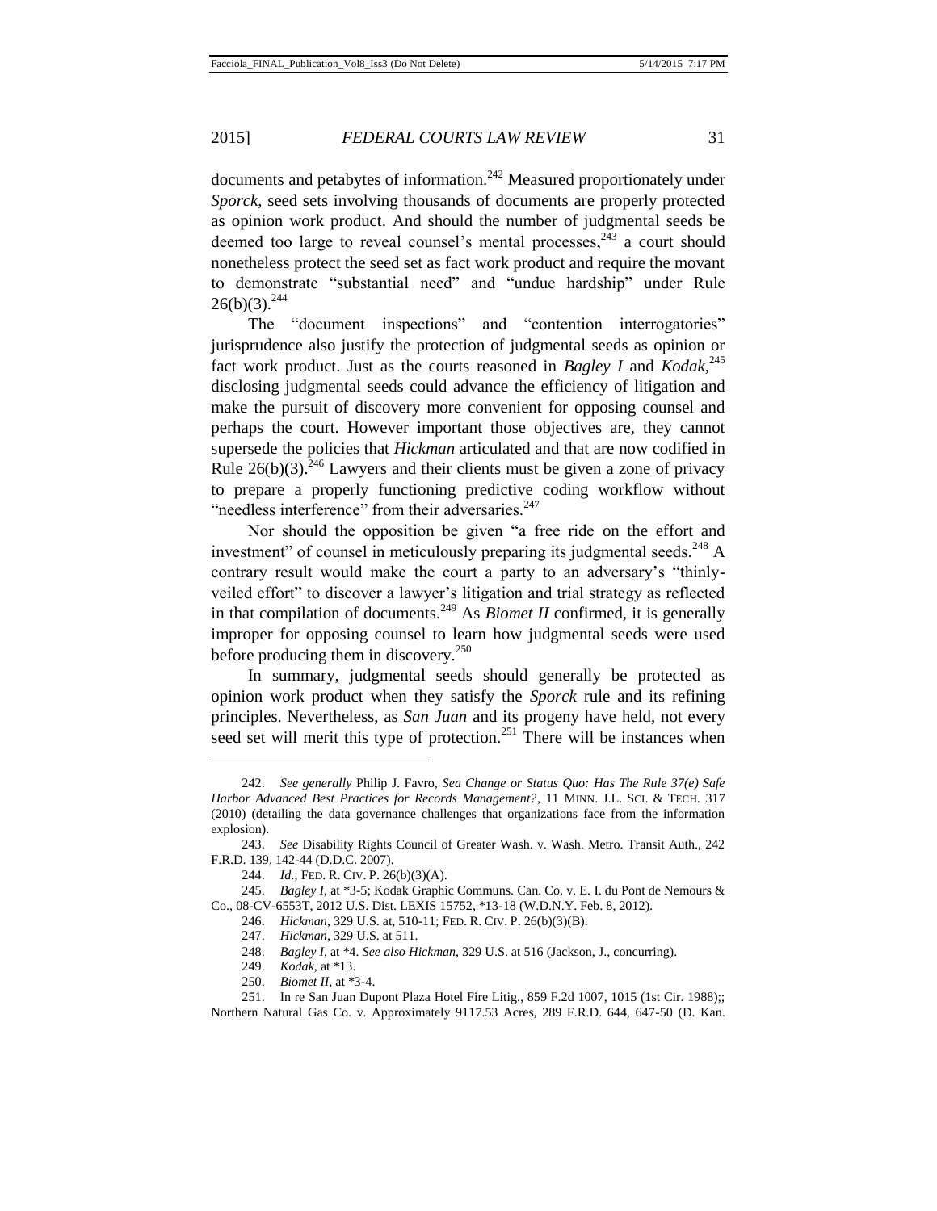documents and petabytes of information.[242] Measured proportionately under *Sporck*, seed sets involving thousands of documents are properly protected as opinion work product. And should the number of judgmental seeds be deemed too large to reveal counsel's mental processes,[243] a court should nonetheless protect the seed set as fact work product and require the movant to demonstrate "substantial need" and "undue hardship" under Rule 26(b)(3).[244]

The "document inspections" and "contention interrogatories" jurisprudence also justify the protection of judgmental seeds as opinion or fact work product. Just as the courts reasoned in *Bagley I* and *Kodak*,[245] disclosing judgmental seeds could advance the efficiency of litigation and make the pursuit of discovery more convenient for opposing counsel and perhaps the court. However important those objectives are, they cannot supersede the policies that *Hickman* articulated and that are now codified in Rule 26(b)(3).[246] Lawyers and their clients must be given a zone of privacy to prepare a properly functioning predictive coding workflow without "needless interference" from their adversaries.[247]

Nor should the opposition be given "a free ride on the effort and investment" of counsel in meticulously preparing its judgmental seeds.[248] A contrary result would make the court a party to an adversary's "thinly-veiled effort" to discover a lawyer's litigation and trial strategy as reflected in that compilation of documents.[249] As *Biomet II* confirmed, it is generally improper for opposing counsel to learn how judgmental seeds were used before producing them in discovery.[250]

In summary, judgmental seeds should generally be protected as opinion work product when they satisfy the *Sporck* rule and its refining principles. Nevertheless, as *San Juan* and its progeny have held, not every seed set will merit this type of protection.[251] There will be instances when

---

242. *See generally* Philip J. Favro, *Sea Change or Status Quo: Has The Rule 37(e) Safe Harbor Advanced Best Practices for Records Management?*, 11 MINN. J.L. SCI. & TECH. 317 (2010) (detailing the data governance challenges that organizations face from the information explosion).

243. *See* Disability Rights Council of Greater Wash. v. Wash. Metro. Transit Auth., 242 F.R.D. 139, 142-44 (D.D.C. 2007).

244. *Id*.; FED. R. CIV. P. 26(b)(3)(A).

245. *Bagley I*, at *3-5; Kodak Graphic Communs. Can. Co. v. E. I. du Pont de Nemours & Co., 08-CV-6553T, 2012 U.S. Dist. LEXIS 15752, *13-18 (W.D.N.Y. Feb. 8, 2012).

246. *Hickman*, 329 U.S. at, 510-11; FED. R. CIV. P. 26(b)(3)(B).

247. *Hickman*, 329 U.S. at 511.

248. *Bagley I*, at *4. *See also Hickman*, 329 U.S. at 516 (Jackson, J., concurring).

249. *Kodak*, at *13.

250. *Biomet II*, at *3-4.

251. In re San Juan Dupont Plaza Hotel Fire Litig., 859 F.2d 1007, 1015 (1st Cir. 1988);; Northern Natural Gas Co. v. Approximately 9117.53 Acres, 289 F.R.D. 644, 647-50 (D. Kan.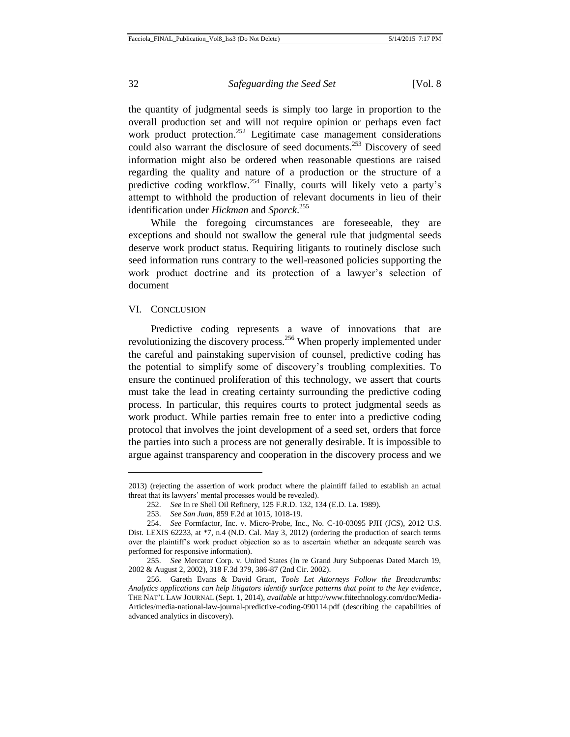the quantity of judgmental seeds is simply too large in proportion to the overall production set and will not require opinion or perhaps even fact work product protection.[252] Legitimate case management considerations could also warrant the disclosure of seed documents.[253] Discovery of seed information might also be ordered when reasonable questions are raised regarding the quality and nature of a production or the structure of a predictive coding workflow.[254] Finally, courts will likely veto a party's attempt to withhold the production of relevant documents in lieu of their identification under *Hickman* and *Sporck*.[255]

While the foregoing circumstances are foreseeable, they are exceptions and should not swallow the general rule that judgmental seeds deserve work product status. Requiring litigants to routinely disclose such seed information runs contrary to the well-reasoned policies supporting the work product doctrine and its protection of a lawyer's selection of document

## VI. Conclusion

Predictive coding represents a wave of innovations that are revolutionizing the discovery process.[256] When properly implemented under the careful and painstaking supervision of counsel, predictive coding has the potential to simplify some of discovery's troubling complexities. To ensure the continued proliferation of this technology, we assert that courts must take the lead in creating certainty surrounding the predictive coding process. In particular, this requires courts to protect judgmental seeds as work product. While parties remain free to enter into a predictive coding protocol that involves the joint development of a seed set, orders that force the parties into such a process are not generally desirable. It is impossible to argue against transparency and cooperation in the discovery process and we

---

2013) (rejecting the assertion of work product where the plaintiff failed to establish an actual threat that its lawyers' mental processes would be revealed).

252. *See* In re Shell Oil Refinery, 125 F.R.D. 132, 134 (E.D. La. 1989).

253. *See San Juan*, 859 F.2d at 1015, 1018-19.

254. *See* Formfactor, Inc. v. Micro-Probe, Inc., No. C-10-03095 PJH (JCS), 2012 U.S. Dist. LEXIS 62233, at *7, n.4 (N.D. Cal. May 3, 2012) (ordering the production of search terms over the plaintiff's work product objection so as to ascertain whether an adequate search was performed for responsive information).

255. *See* Mercator Corp. v. United States (In re Grand Jury Subpoenas Dated March 19, 2002 & August 2, 2002), 318 F.3d 379, 386-87 (2nd Cir. 2002).

256. Gareth Evans & David Grant, *Tools Let Attorneys Follow the Breadcrumbs: Analytics applications can help litigators identify surface patterns that point to the key evidence*, THE NAT'L LAW JOURNAL (Sept. 1, 2014), *available at* http://www.ftitechnology.com/doc/Media-Articles/media-national-law-journal-predictive-coding-090114.pdf (describing the capabilities of advanced analytics in discovery).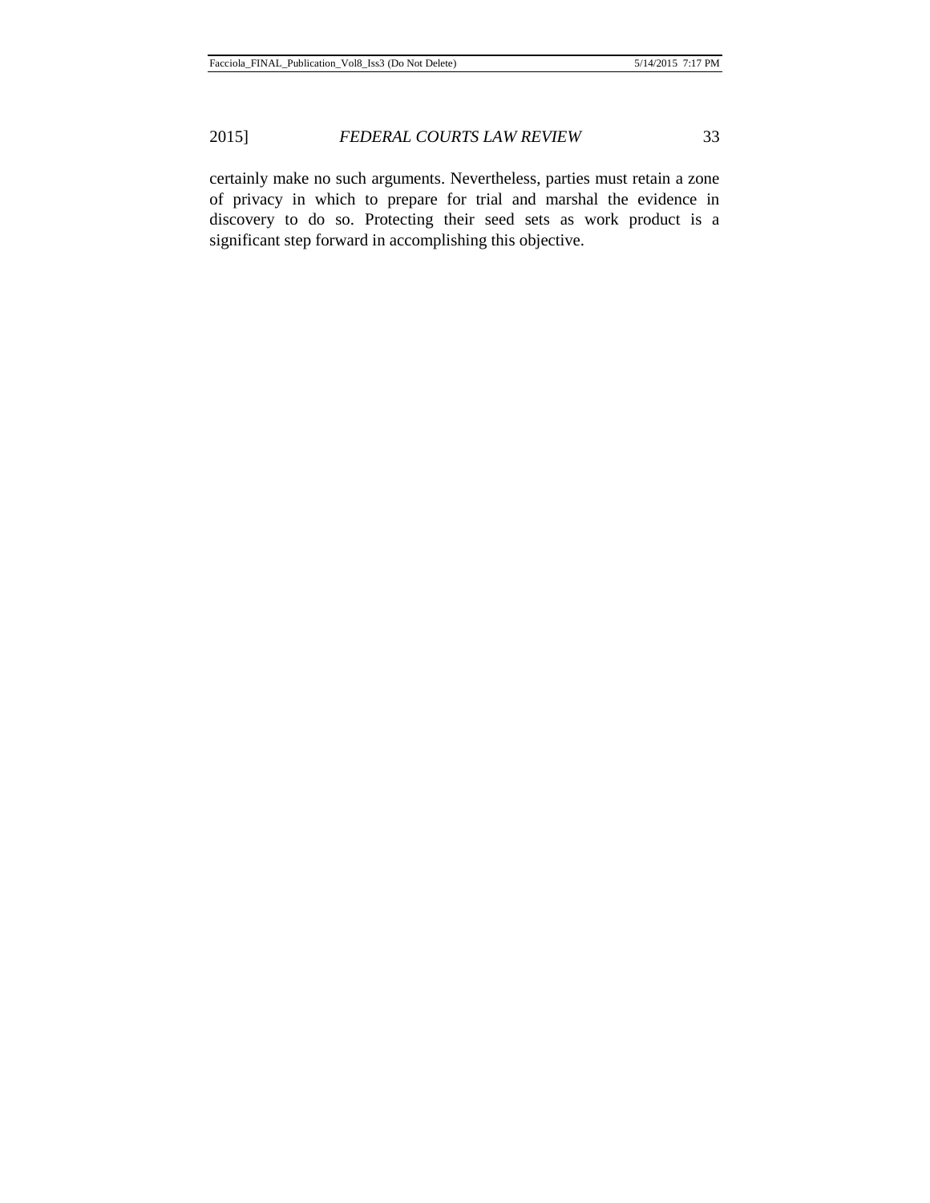certainly make no such arguments. Nevertheless, parties must retain a zone of privacy in which to prepare for trial and marshal the evidence in discovery to do so. Protecting their seed sets as work product is a significant step forward in accomplishing this objective.